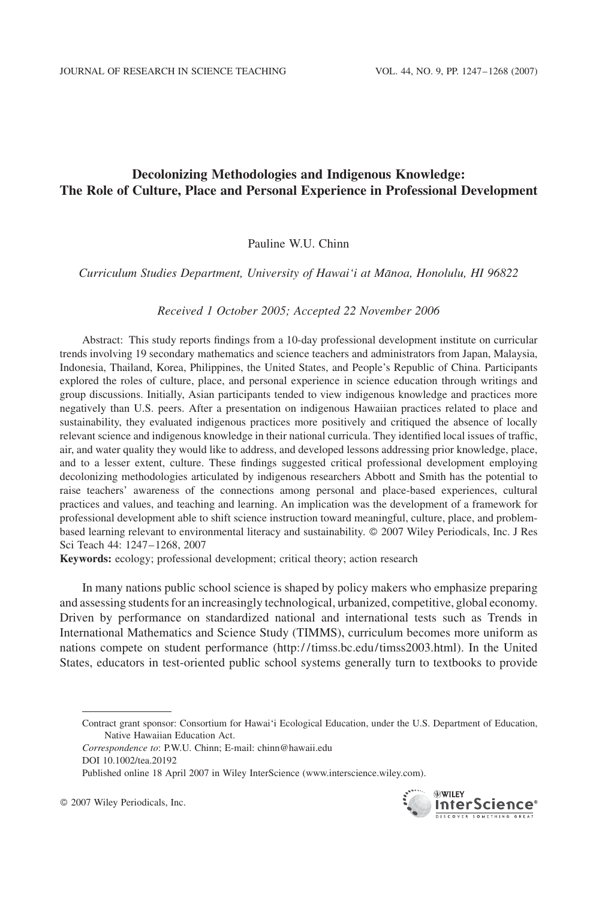# Decolonizing Methodologies and Indigenous Knowledge: The Role of Culture, Place and Personal Experience in Professional Development

Pauline W.U. Chinn

*Curriculum Studies Department, University of Hawai'i at Mānoa, Honolulu, HI 96822*

*Received 1 October 2005; Accepted 22 November 2006*

Abstract: This study reports findings from a 10-day professional development institute on curricular trends involving 19 secondary mathematics and science teachers and administrators from Japan, Malaysia, Indonesia, Thailand, Korea, Philippines, the United States, and People's Republic of China. Participants explored the roles of culture, place, and personal experience in science education through writings and group discussions. Initially, Asian participants tended to view indigenous knowledge and practices more negatively than U.S. peers. After a presentation on indigenous Hawaiian practices related to place and sustainability, they evaluated indigenous practices more positively and critiqued the absence of locally relevant science and indigenous knowledge in their national curricula. They identified local issues of traffic, air, and water quality they would like to address, and developed lessons addressing prior knowledge, place, and to a lesser extent, culture. These findings suggested critical professional development employing decolonizing methodologies articulated by indigenous researchers Abbott and Smith has the potential to raise teachers' awareness of the connections among personal and place-based experiences, cultural practices and values, and teaching and learning. An implication was the development of a framework for professional development able to shift science instruction toward meaningful, culture, place, and problem-based learning relevant to environmental literacy and sustainability. © 2007 Wiley Periodicals, Inc. J Res Sci Teach 44: 1247–1268, 2007

**Keywords:** ecology; professional development; critical theory; action research

In many nations public school science is shaped by policy makers who emphasize preparing and assessing students for an increasingly technological, urbanized, competitive, global economy. Driven by performance on standardized national and international tests such as Trends in International Mathematics and Science Study (TIMMS), curriculum becomes more uniform as nations compete on student performance (http://timss.bc.edu/timss2003.html). In the United States, educators in test-oriented public school systems generally turn to textbooks to provide

---

Contract grant sponsor: Consortium for Hawai'i Ecological Education, under the U.S. Department of Education, Native Hawaiian Education Act.

*Correspondence to*: P.W.U. Chinn; E-mail: chinn@hawaii.edu

DOI 10.1002/tea.20192

Published online 18 April 2007 in Wiley InterScience (www.interscience.wiley.com).

© 2007 Wiley Periodicals, Inc.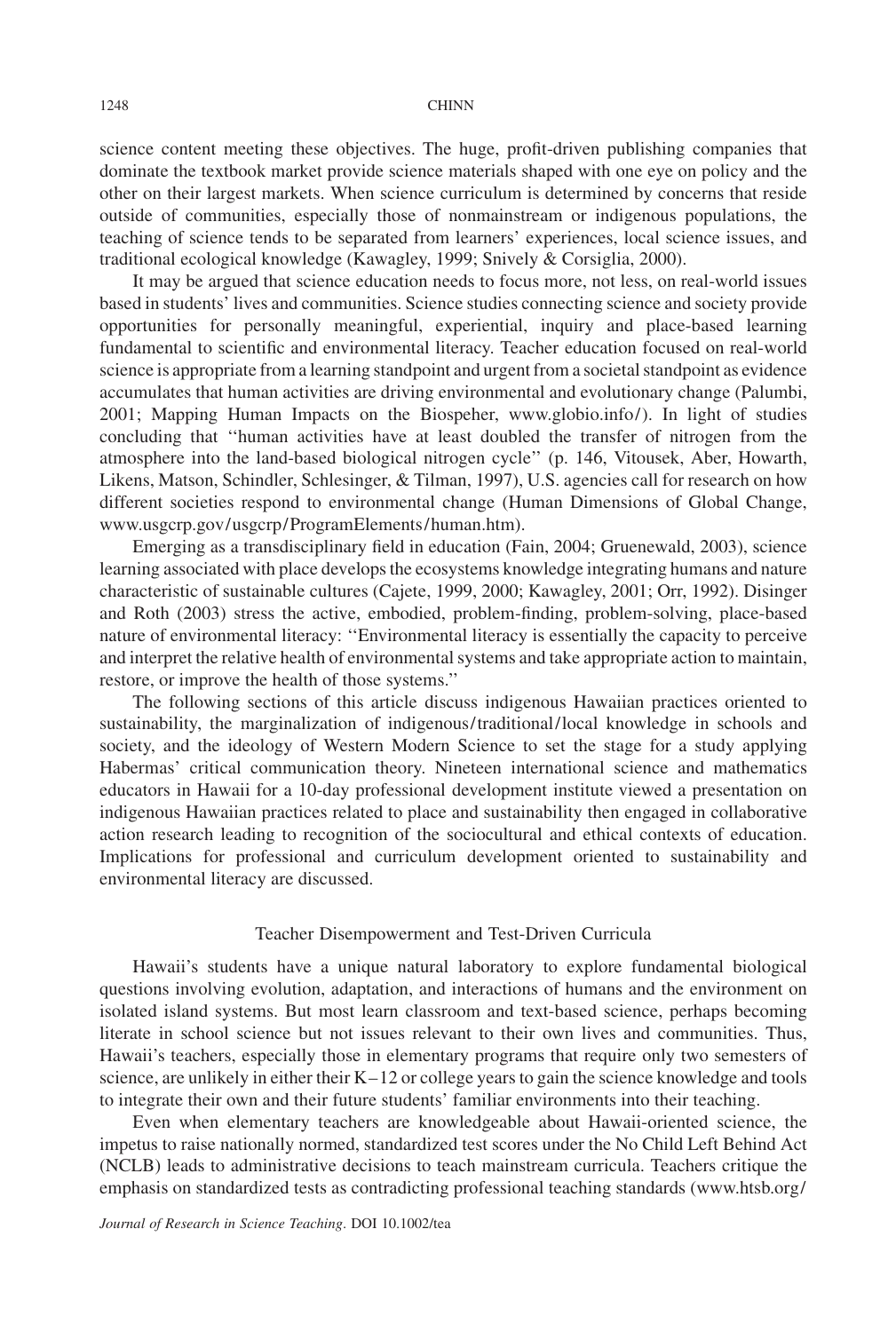science content meeting these objectives. The huge, profit-driven publishing companies that dominate the textbook market provide science materials shaped with one eye on policy and the other on their largest markets. When science curriculum is determined by concerns that reside outside of communities, especially those of nonmainstream or indigenous populations, the teaching of science tends to be separated from learners' experiences, local science issues, and traditional ecological knowledge (Kawagley, 1999; Snively & Corsiglia, 2000).

It may be argued that science education needs to focus more, not less, on real-world issues based in students' lives and communities. Science studies connecting science and society provide opportunities for personally meaningful, experiential, inquiry and place-based learning fundamental to scientific and environmental literacy. Teacher education focused on real-world science is appropriate from a learning standpoint and urgent from a societal standpoint as evidence accumulates that human activities are driving environmental and evolutionary change (Palumbi, 2001; Mapping Human Impacts on the Biospeher, www.globio.info/). In light of studies concluding that ''human activities have at least doubled the transfer of nitrogen from the atmosphere into the land-based biological nitrogen cycle'' (p. 146, Vitousek, Aber, Howarth, Likens, Matson, Schindler, Schlesinger, & Tilman, 1997), U.S. agencies call for research on how different societies respond to environmental change (Human Dimensions of Global Change, www.usgcrp.gov/usgcrp/ProgramElements/human.htm).

Emerging as a transdisciplinary field in education (Fain, 2004; Gruenewald, 2003), science learning associated with place develops the ecosystems knowledge integrating humans and nature characteristic of sustainable cultures (Cajete, 1999, 2000; Kawagley, 2001; Orr, 1992). Disinger and Roth (2003) stress the active, embodied, problem-finding, problem-solving, place-based nature of environmental literacy: ''Environmental literacy is essentially the capacity to perceive and interpret the relative health of environmental systems and take appropriate action to maintain, restore, or improve the health of those systems.''

The following sections of this article discuss indigenous Hawaiian practices oriented to sustainability, the marginalization of indigenous/traditional/local knowledge in schools and society, and the ideology of Western Modern Science to set the stage for a study applying Habermas' critical communication theory. Nineteen international science and mathematics educators in Hawaii for a 10-day professional development institute viewed a presentation on indigenous Hawaiian practices related to place and sustainability then engaged in collaborative action research leading to recognition of the sociocultural and ethical contexts of education. Implications for professional and curriculum development oriented to sustainability and environmental literacy are discussed.

## Teacher Disempowerment and Test-Driven Curricula

Hawaii's students have a unique natural laboratory to explore fundamental biological questions involving evolution, adaptation, and interactions of humans and the environment on isolated island systems. But most learn classroom and text-based science, perhaps becoming literate in school science but not issues relevant to their own lives and communities. Thus, Hawaii's teachers, especially those in elementary programs that require only two semesters of science, are unlikely in either their K–12 or college years to gain the science knowledge and tools to integrate their own and their future students' familiar environments into their teaching.

Even when elementary teachers are knowledgeable about Hawaii-oriented science, the impetus to raise nationally normed, standardized test scores under the No Child Left Behind Act (NCLB) leads to administrative decisions to teach mainstream curricula. Teachers critique the emphasis on standardized tests as contradicting professional teaching standards (www.htsb.org/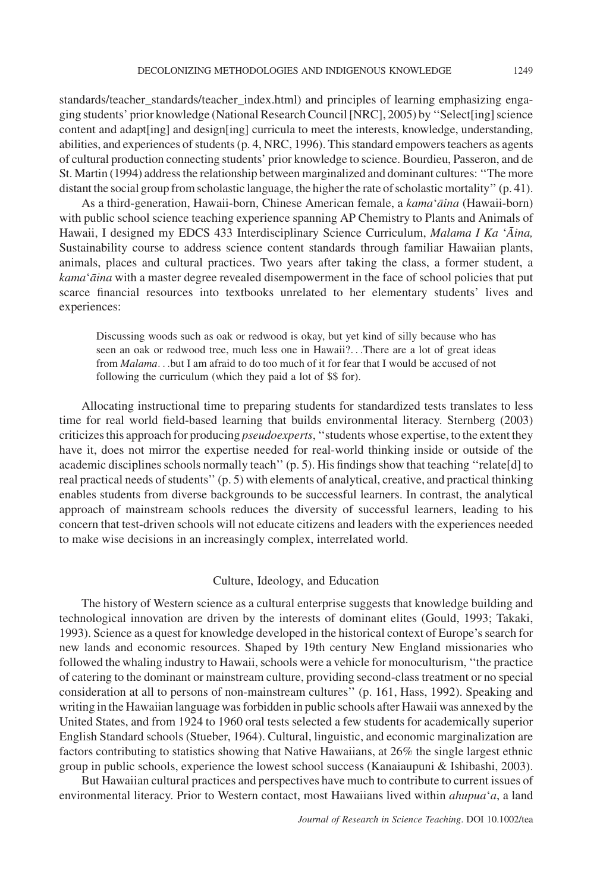standards/teacher_standards/teacher_index.html) and principles of learning emphasizing engaging students' prior knowledge (National Research Council [NRC], 2005) by ''Select[ing] science content and adapt[ing] and design[ing] curricula to meet the interests, knowledge, understanding, abilities, and experiences of students (p. 4, NRC, 1996). This standard empowers teachers as agents of cultural production connecting students' prior knowledge to science. Bourdieu, Passeron, and de St. Martin (1994) address the relationship between marginalized and dominant cultures: ''The more distant the social group from scholastic language, the higher the rate of scholastic mortality'' (p. 41).

As a third-generation, Hawaii-born, Chinese American female, a *kama*'*āina* (Hawaii-born) with public school science teaching experience spanning AP Chemistry to Plants and Animals of Hawaii, I designed my EDCS 433 Interdisciplinary Science Curriculum, *Malama I Ka* '*Āina,* Sustainability course to address science content standards through familiar Hawaiian plants, animals, places and cultural practices. Two years after taking the class, a former student, a *kama*'*āina* with a master degree revealed disempowerment in the face of school policies that put scarce financial resources into textbooks unrelated to her elementary students' lives and experiences:

> Discussing woods such as oak or redwood is okay, but yet kind of silly because who has seen an oak or redwood tree, much less one in Hawaii?. . .There are a lot of great ideas from *Malama*. . .but I am afraid to do too much of it for fear that I would be accused of not following the curriculum (which they paid a lot of $$ for).

Allocating instructional time to preparing students for standardized tests translates to less time for real world field-based learning that builds environmental literacy. Sternberg (2003) criticizes this approach for producing *pseudoexperts*, ''students whose expertise, to the extent they have it, does not mirror the expertise needed for real-world thinking inside or outside of the academic disciplines schools normally teach'' (p. 5). His findings show that teaching ''relate[d] to real practical needs of students'' (p. 5) with elements of analytical, creative, and practical thinking enables students from diverse backgrounds to be successful learners. In contrast, the analytical approach of mainstream schools reduces the diversity of successful learners, leading to his concern that test-driven schools will not educate citizens and leaders with the experiences needed to make wise decisions in an increasingly complex, interrelated world.

## Culture, Ideology, and Education

The history of Western science as a cultural enterprise suggests that knowledge building and technological innovation are driven by the interests of dominant elites (Gould, 1993; Takaki, 1993). Science as a quest for knowledge developed in the historical context of Europe's search for new lands and economic resources. Shaped by 19th century New England missionaries who followed the whaling industry to Hawaii, schools were a vehicle for monoculturism, ''the practice of catering to the dominant or mainstream culture, providing second-class treatment or no special consideration at all to persons of non-mainstream cultures'' (p. 161, Hass, 1992). Speaking and writing in the Hawaiian language was forbidden in public schools after Hawaii was annexed by the United States, and from 1924 to 1960 oral tests selected a few students for academically superior English Standard schools (Stueber, 1964). Cultural, linguistic, and economic marginalization are factors contributing to statistics showing that Native Hawaiians, at 26% the single largest ethnic group in public schools, experience the lowest school success (Kanaiaupuni & Ishibashi, 2003).

But Hawaiian cultural practices and perspectives have much to contribute to current issues of environmental literacy. Prior to Western contact, most Hawaiians lived within *ahupua*'*a*, a land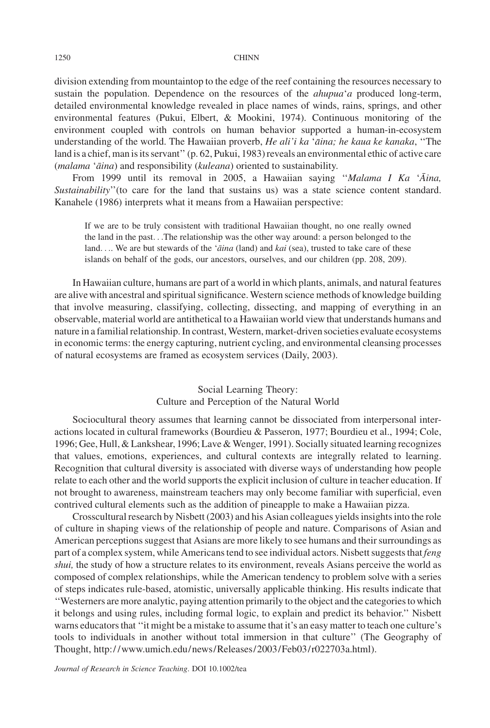division extending from mountaintop to the edge of the reef containing the resources necessary to sustain the population. Dependence on the resources of the *ahupua'a* produced long-term, detailed environmental knowledge revealed in place names of winds, rains, springs, and other environmental features (Pukui, Elbert, & Mookini, 1974). Continuous monitoring of the environment coupled with controls on human behavior supported a human-in-ecosystem understanding of the world. The Hawaiian proverb, *He ali'i ka 'āina; he kaua ke kanaka*, ''The land is a chief, man is its servant'' (p. 62, Pukui, 1983) reveals an environmental ethic of active care (*malama 'āina*) and responsibility (*kuleana*) oriented to sustainability.

From 1999 until its removal in 2005, a Hawaiian saying ''*Malama I Ka 'Āina, Sustainability*''(to care for the land that sustains us) was a state science content standard. Kanahele (1986) interprets what it means from a Hawaiian perspective:

> If we are to be truly consistent with traditional Hawaiian thought, no one really owned the land in the past. . .The relationship was the other way around: a person belonged to the land. . .. We are but stewards of the *'āina* (land) and *kai* (sea), trusted to take care of these islands on behalf of the gods, our ancestors, ourselves, and our children (pp. 208, 209).

In Hawaiian culture, humans are part of a world in which plants, animals, and natural features are alive with ancestral and spiritual significance. Western science methods of knowledge building that involve measuring, classifying, collecting, dissecting, and mapping of everything in an observable, material world are antithetical to a Hawaiian world view that understands humans and nature in a familial relationship. In contrast, Western, market-driven societies evaluate ecosystems in economic terms: the energy capturing, nutrient cycling, and environmental cleansing processes of natural ecosystems are framed as ecosystem services (Daily, 2003).

## Social Learning Theory: Culture and Perception of the Natural World

Sociocultural theory assumes that learning cannot be dissociated from interpersonal interactions located in cultural frameworks (Bourdieu & Passeron, 1977; Bourdieu et al., 1994; Cole, 1996; Gee, Hull, & Lankshear, 1996; Lave & Wenger, 1991). Socially situated learning recognizes that values, emotions, experiences, and cultural contexts are integrally related to learning. Recognition that cultural diversity is associated with diverse ways of understanding how people relate to each other and the world supports the explicit inclusion of culture in teacher education. If not brought to awareness, mainstream teachers may only become familiar with superficial, even contrived cultural elements such as the addition of pineapple to make a Hawaiian pizza.

Crosscultural research by Nisbett (2003) and his Asian colleagues yields insights into the role of culture in shaping views of the relationship of people and nature. Comparisons of Asian and American perceptions suggest that Asians are more likely to see humans and their surroundings as part of a complex system, while Americans tend to see individual actors. Nisbett suggests that *feng shui,* the study of how a structure relates to its environment, reveals Asians perceive the world as composed of complex relationships, while the American tendency to problem solve with a series of steps indicates rule-based, atomistic, universally applicable thinking. His results indicate that ''Westerners are more analytic, paying attention primarily to the object and the categories to which it belongs and using rules, including formal logic, to explain and predict its behavior.'' Nisbett warns educators that ''it might be a mistake to assume that it's an easy matter to teach one culture's tools to individuals in another without total immersion in that culture'' (The Geography of Thought, http://www.umich.edu/news/Releases/2003/Feb03/r022703a.html).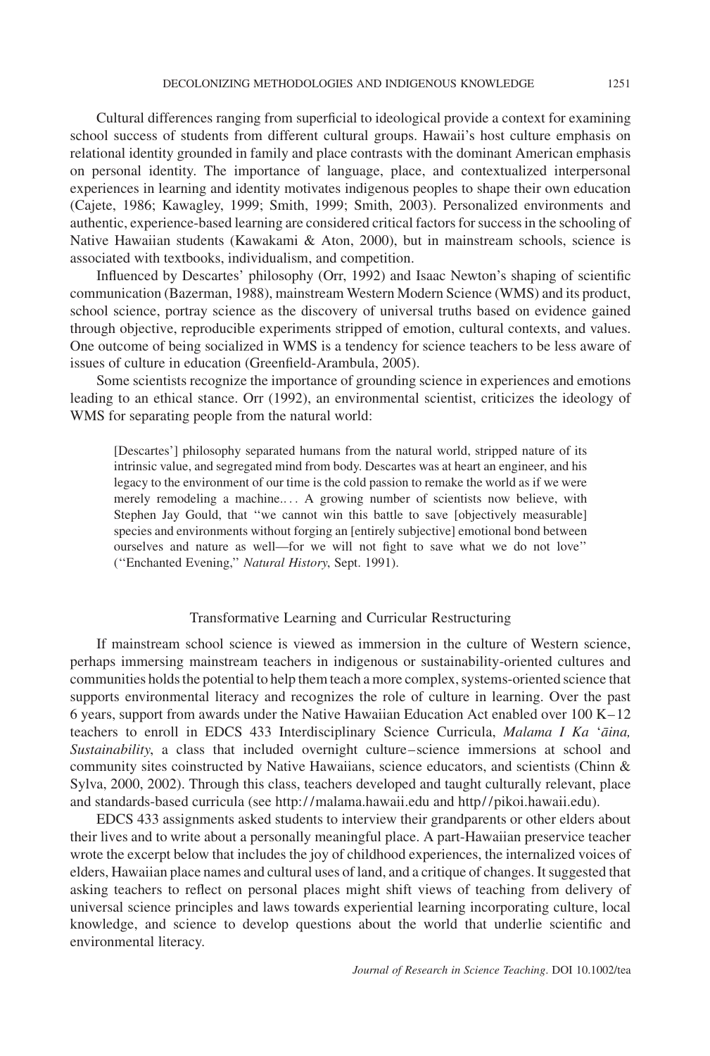Cultural differences ranging from superficial to ideological provide a context for examining school success of students from different cultural groups. Hawaii's host culture emphasis on relational identity grounded in family and place contrasts with the dominant American emphasis on personal identity. The importance of language, place, and contextualized interpersonal experiences in learning and identity motivates indigenous peoples to shape their own education (Cajete, 1986; Kawagley, 1999; Smith, 1999; Smith, 2003). Personalized environments and authentic, experience-based learning are considered critical factors for success in the schooling of Native Hawaiian students (Kawakami & Aton, 2000), but in mainstream schools, science is associated with textbooks, individualism, and competition.

Influenced by Descartes' philosophy (Orr, 1992) and Isaac Newton's shaping of scientific communication (Bazerman, 1988), mainstream Western Modern Science (WMS) and its product, school science, portray science as the discovery of universal truths based on evidence gained through objective, reproducible experiments stripped of emotion, cultural contexts, and values. One outcome of being socialized in WMS is a tendency for science teachers to be less aware of issues of culture in education (Greenfield-Arambula, 2005).

Some scientists recognize the importance of grounding science in experiences and emotions leading to an ethical stance. Orr (1992), an environmental scientist, criticizes the ideology of WMS for separating people from the natural world:

> [Descartes'] philosophy separated humans from the natural world, stripped nature of its intrinsic value, and segregated mind from body. Descartes was at heart an engineer, and his legacy to the environment of our time is the cold passion to remake the world as if we were merely remodeling a machine.... A growing number of scientists now believe, with Stephen Jay Gould, that "we cannot win this battle to save [objectively measurable] species and environments without forging an [entirely subjective] emotional bond between ourselves and nature as well—for we will not fight to save what we do not love" ("Enchanted Evening," *Natural History*, Sept. 1991).

## Transformative Learning and Curricular Restructuring

If mainstream school science is viewed as immersion in the culture of Western science, perhaps immersing mainstream teachers in indigenous or sustainability-oriented cultures and communities holds the potential to help them teach a more complex, systems-oriented science that supports environmental literacy and recognizes the role of culture in learning. Over the past 6 years, support from awards under the Native Hawaiian Education Act enabled over 100 K–12 teachers to enroll in EDCS 433 Interdisciplinary Science Curricula, *Malama I Ka ʻāina, Sustainability*, a class that included overnight culture–science immersions at school and community sites coinstructed by Native Hawaiians, science educators, and scientists (Chinn & Sylva, 2000, 2002). Through this class, teachers developed and taught culturally relevant, place and standards-based curricula (see http://malama.hawaii.edu and http//pikoi.hawaii.edu).

EDCS 433 assignments asked students to interview their grandparents or other elders about their lives and to write about a personally meaningful place. A part-Hawaiian preservice teacher wrote the excerpt below that includes the joy of childhood experiences, the internalized voices of elders, Hawaiian place names and cultural uses of land, and a critique of changes. It suggested that asking teachers to reflect on personal places might shift views of teaching from delivery of universal science principles and laws towards experiential learning incorporating culture, local knowledge, and science to develop questions about the world that underlie scientific and environmental literacy.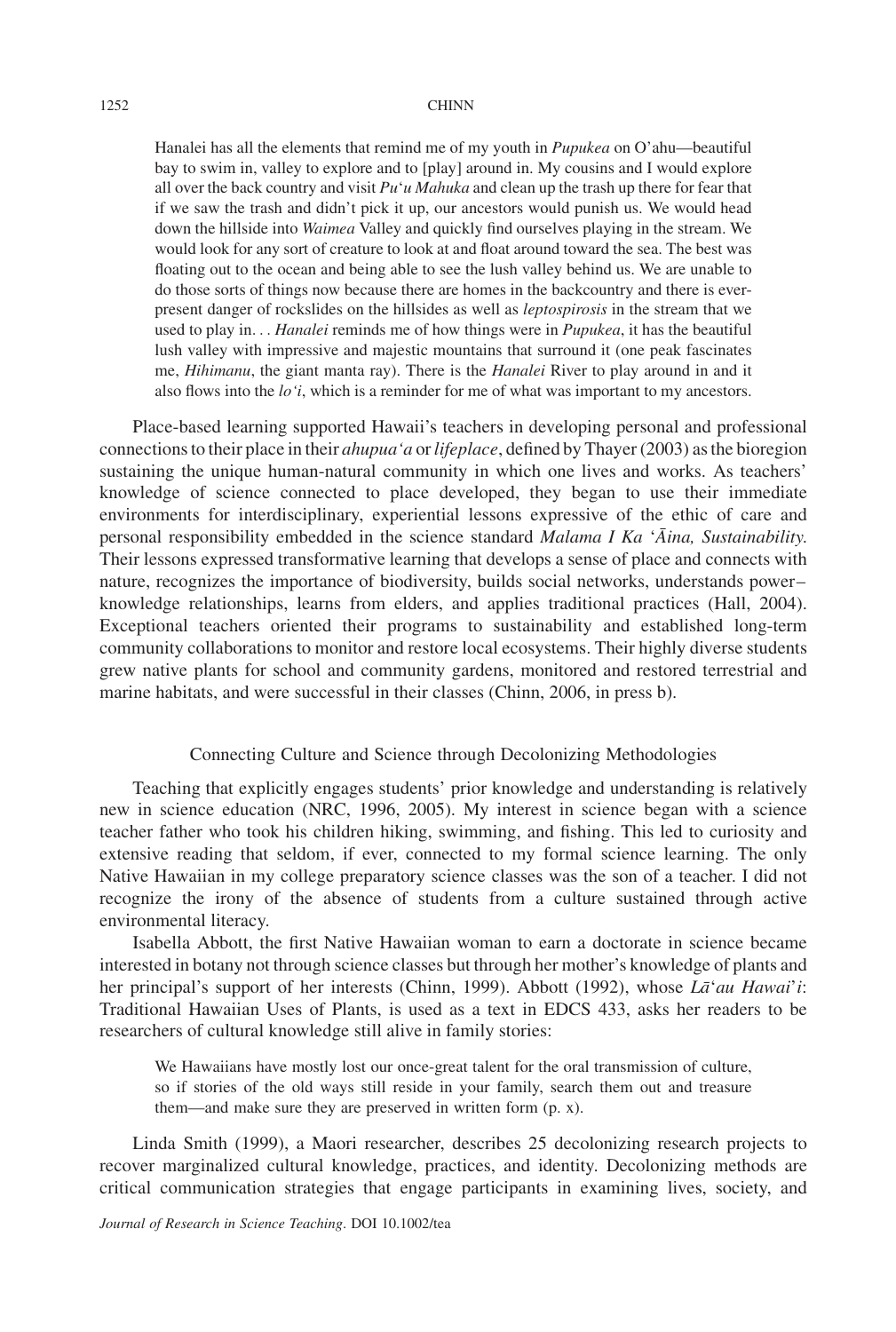> Hanalei has all the elements that remind me of my youth in *Pupukea* on O'ahu—beautiful bay to swim in, valley to explore and to [play] around in. My cousins and I would explore all over the back country and visit *Pu'u Mahuka* and clean up the trash up there for fear that if we saw the trash and didn't pick it up, our ancestors would punish us. We would head down the hillside into *Waimea* Valley and quickly find ourselves playing in the stream. We would look for any sort of creature to look at and float around toward the sea. The best was floating out to the ocean and being able to see the lush valley behind us. We are unable to do those sorts of things now because there are homes in the backcountry and there is ever-present danger of rockslides on the hillsides as well as *leptospirosis* in the stream that we used to play in. . . *Hanalei* reminds me of how things were in *Pupukea*, it has the beautiful lush valley with impressive and majestic mountains that surround it (one peak fascinates me, *Hihimanu*, the giant manta ray). There is the *Hanalei* River to play around in and it also flows into the *lo'i*, which is a reminder for me of what was important to my ancestors.

Place-based learning supported Hawaii's teachers in developing personal and professional connections to their place in their *ahupua'a* or *lifeplace*, defined by Thayer (2003) as the bioregion sustaining the unique human-natural community in which one lives and works. As teachers' knowledge of science connected to place developed, they began to use their immediate environments for interdisciplinary, experiential lessons expressive of the ethic of care and personal responsibility embedded in the science standard *Malama I Ka 'Āina, Sustainability.* Their lessons expressed transformative learning that develops a sense of place and connects with nature, recognizes the importance of biodiversity, builds social networks, understands power–knowledge relationships, learns from elders, and applies traditional practices (Hall, 2004). Exceptional teachers oriented their programs to sustainability and established long-term community collaborations to monitor and restore local ecosystems. Their highly diverse students grew native plants for school and community gardens, monitored and restored terrestrial and marine habitats, and were successful in their classes (Chinn, 2006, in press b).

## Connecting Culture and Science through Decolonizing Methodologies

Teaching that explicitly engages students' prior knowledge and understanding is relatively new in science education (NRC, 1996, 2005). My interest in science began with a science teacher father who took his children hiking, swimming, and fishing. This led to curiosity and extensive reading that seldom, if ever, connected to my formal science learning. The only Native Hawaiian in my college preparatory science classes was the son of a teacher. I did not recognize the irony of the absence of students from a culture sustained through active environmental literacy.

Isabella Abbott, the first Native Hawaiian woman to earn a doctorate in science became interested in botany not through science classes but through her mother's knowledge of plants and her principal's support of her interests (Chinn, 1999). Abbott (1992), whose *Lā'au Hawai'i*: Traditional Hawaiian Uses of Plants, is used as a text in EDCS 433, asks her readers to be researchers of cultural knowledge still alive in family stories:

> We Hawaiians have mostly lost our once-great talent for the oral transmission of culture, so if stories of the old ways still reside in your family, search them out and treasure them—and make sure they are preserved in written form (p. x).

Linda Smith (1999), a Maori researcher, describes 25 decolonizing research projects to recover marginalized cultural knowledge, practices, and identity. Decolonizing methods are critical communication strategies that engage participants in examining lives, society, and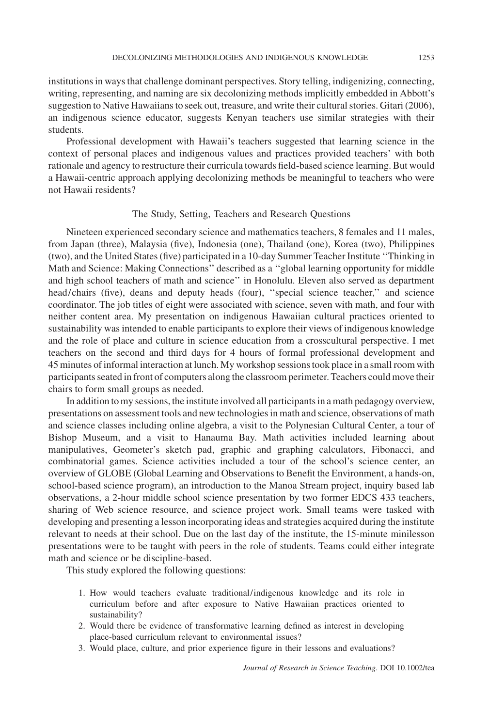institutions in ways that challenge dominant perspectives. Story telling, indigenizing, connecting, writing, representing, and naming are six decolonizing methods implicitly embedded in Abbott's suggestion to Native Hawaiians to seek out, treasure, and write their cultural stories. Gitari (2006), an indigenous science educator, suggests Kenyan teachers use similar strategies with their students.

Professional development with Hawaii's teachers suggested that learning science in the context of personal places and indigenous values and practices provided teachers' with both rationale and agency to restructure their curricula towards field-based science learning. But would a Hawaii-centric approach applying decolonizing methods be meaningful to teachers who were not Hawaii residents?

## The Study, Setting, Teachers and Research Questions

Nineteen experienced secondary science and mathematics teachers, 8 females and 11 males, from Japan (three), Malaysia (five), Indonesia (one), Thailand (one), Korea (two), Philippines (two), and the United States (five) participated in a 10-day Summer Teacher Institute ''Thinking in Math and Science: Making Connections'' described as a ''global learning opportunity for middle and high school teachers of math and science'' in Honolulu. Eleven also served as department head/chairs (five), deans and deputy heads (four), ''special science teacher,'' and science coordinator. The job titles of eight were associated with science, seven with math, and four with neither content area. My presentation on indigenous Hawaiian cultural practices oriented to sustainability was intended to enable participants to explore their views of indigenous knowledge and the role of place and culture in science education from a crosscultural perspective. I met teachers on the second and third days for 4 hours of formal professional development and 45 minutes of informal interaction at lunch. My workshop sessions took place in a small room with participants seated in front of computers along the classroom perimeter. Teachers could move their chairs to form small groups as needed.

In addition to my sessions, the institute involved all participants in a math pedagogy overview, presentations on assessment tools and new technologies in math and science, observations of math and science classes including online algebra, a visit to the Polynesian Cultural Center, a tour of Bishop Museum, and a visit to Hanauma Bay. Math activities included learning about manipulatives, Geometer's sketch pad, graphic and graphing calculators, Fibonacci, and combinatorial games. Science activities included a tour of the school's science center, an overview of GLOBE (Global Learning and Observations to Benefit the Environment, a hands-on, school-based science program), an introduction to the Manoa Stream project, inquiry based lab observations, a 2-hour middle school science presentation by two former EDCS 433 teachers, sharing of Web science resource, and science project work. Small teams were tasked with developing and presenting a lesson incorporating ideas and strategies acquired during the institute relevant to needs at their school. Due on the last day of the institute, the 15-minute minilesson presentations were to be taught with peers in the role of students. Teams could either integrate math and science or be discipline-based.

This study explored the following questions:

1. How would teachers evaluate traditional/indigenous knowledge and its role in curriculum before and after exposure to Native Hawaiian practices oriented to sustainability?
2. Would there be evidence of transformative learning defined as interest in developing place-based curriculum relevant to environmental issues?
3. Would place, culture, and prior experience figure in their lessons and evaluations?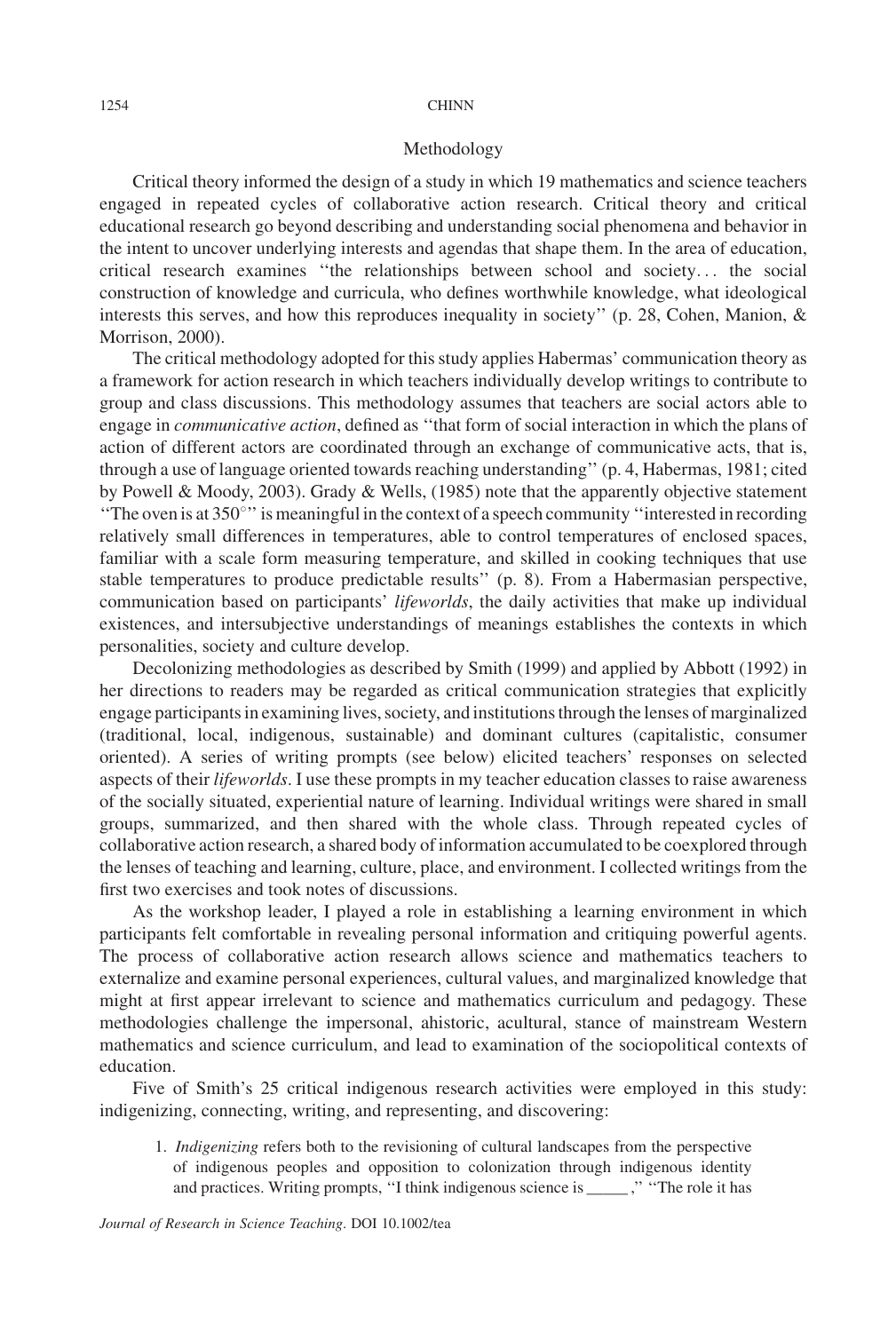## Methodology

Critical theory informed the design of a study in which 19 mathematics and science teachers engaged in repeated cycles of collaborative action research. Critical theory and critical educational research go beyond describing and understanding social phenomena and behavior in the intent to uncover underlying interests and agendas that shape them. In the area of education, critical research examines ''the relationships between school and society... the social construction of knowledge and curricula, who defines worthwhile knowledge, what ideological interests this serves, and how this reproduces inequality in society'' (p. 28, Cohen, Manion, & Morrison, 2000).

The critical methodology adopted for this study applies Habermas' communication theory as a framework for action research in which teachers individually develop writings to contribute to group and class discussions. This methodology assumes that teachers are social actors able to engage in *communicative action*, defined as ''that form of social interaction in which the plans of action of different actors are coordinated through an exchange of communicative acts, that is, through a use of language oriented towards reaching understanding'' (p. 4, Habermas, 1981; cited by Powell & Moody, 2003). Grady & Wells, (1985) note that the apparently objective statement ''The oven is at 350°'' is meaningful in the context of a speech community ''interested in recording relatively small differences in temperatures, able to control temperatures of enclosed spaces, familiar with a scale form measuring temperature, and skilled in cooking techniques that use stable temperatures to produce predictable results'' (p. 8). From a Habermasian perspective, communication based on participants' *lifeworlds*, the daily activities that make up individual existences, and intersubjective understandings of meanings establishes the contexts in which personalities, society and culture develop.

Decolonizing methodologies as described by Smith (1999) and applied by Abbott (1992) in her directions to readers may be regarded as critical communication strategies that explicitly engage participants in examining lives, society, and institutions through the lenses of marginalized (traditional, local, indigenous, sustainable) and dominant cultures (capitalistic, consumer oriented). A series of writing prompts (see below) elicited teachers' responses on selected aspects of their *lifeworlds*. I use these prompts in my teacher education classes to raise awareness of the socially situated, experiential nature of learning. Individual writings were shared in small groups, summarized, and then shared with the whole class. Through repeated cycles of collaborative action research, a shared body of information accumulated to be coexplored through the lenses of teaching and learning, culture, place, and environment. I collected writings from the first two exercises and took notes of discussions.

As the workshop leader, I played a role in establishing a learning environment in which participants felt comfortable in revealing personal information and critiquing powerful agents. The process of collaborative action research allows science and mathematics teachers to externalize and examine personal experiences, cultural values, and marginalized knowledge that might at first appear irrelevant to science and mathematics curriculum and pedagogy. These methodologies challenge the impersonal, ahistoric, acultural, stance of mainstream Western mathematics and science curriculum, and lead to examination of the sociopolitical contexts of education.

Five of Smith's 25 critical indigenous research activities were employed in this study: indigenizing, connecting, writing, and representing, and discovering:

1. *Indigenizing* refers both to the revisioning of cultural landscapes from the perspective of indigenous peoples and opposition to colonization through indigenous identity and practices. Writing prompts, ''I think indigenous science is _____ ,'' ''The role it has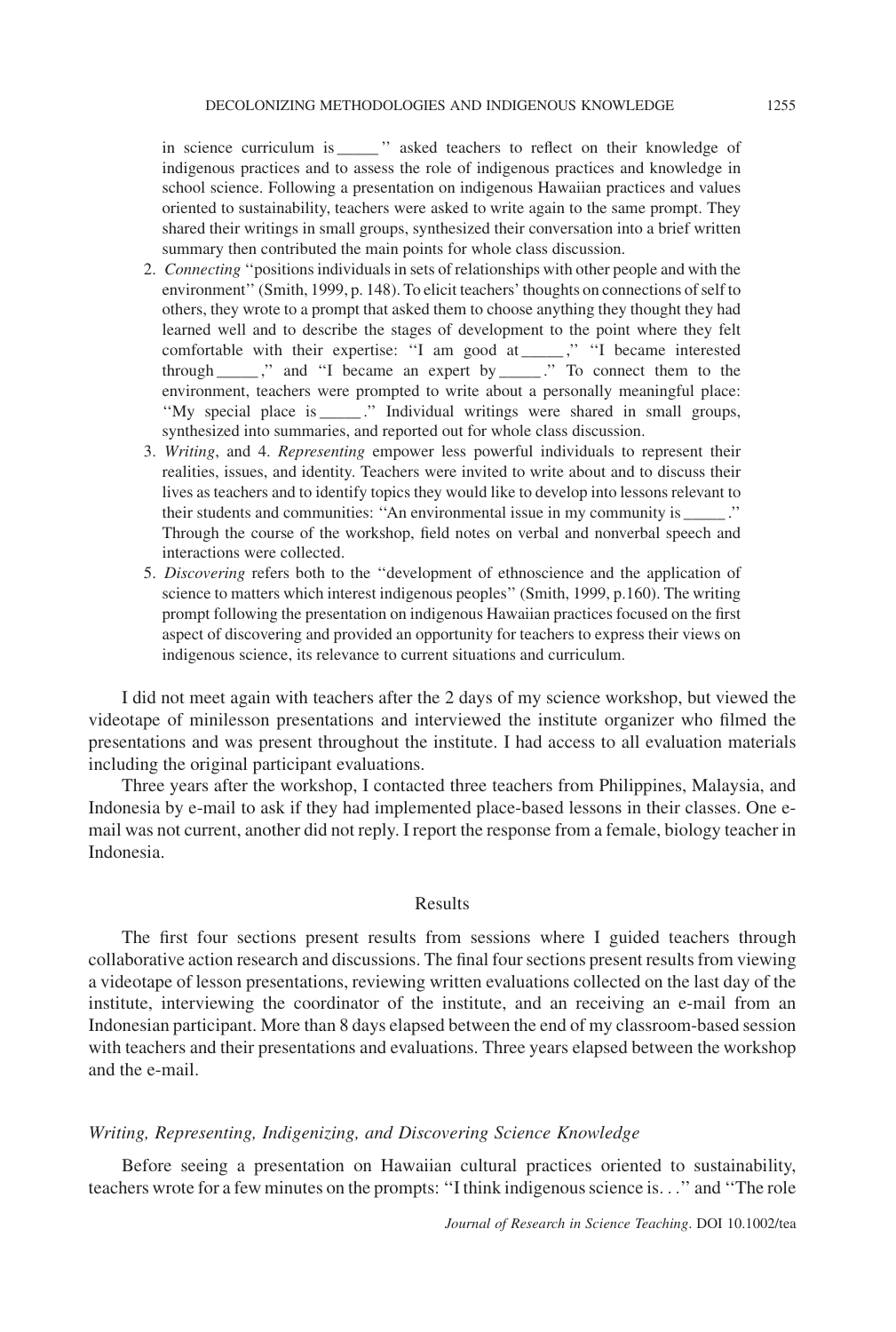in science curriculum is _____ '' asked teachers to reflect on their knowledge of indigenous practices and to assess the role of indigenous practices and knowledge in school science. Following a presentation on indigenous Hawaiian practices and values oriented to sustainability, teachers were asked to write again to the same prompt. They shared their writings in small groups, synthesized their conversation into a brief written summary then contributed the main points for whole class discussion.

2. *Connecting* ''positions individuals in sets of relationships with other people and with the environment'' (Smith, 1999, p. 148). To elicit teachers' thoughts on connections of self to others, they wrote to a prompt that asked them to choose anything they thought they had learned well and to describe the stages of development to the point where they felt comfortable with their expertise: ''I am good at _____ ,'' ''I became interested through _____ ,'' and ''I became an expert by _____ .'' To connect them to the environment, teachers were prompted to write about a personally meaningful place: ''My special place is _____ .'' Individual writings were shared in small groups, synthesized into summaries, and reported out for whole class discussion.
3. *Writing*, and 4. *Representing* empower less powerful individuals to represent their realities, issues, and identity. Teachers were invited to write about and to discuss their lives as teachers and to identify topics they would like to develop into lessons relevant to their students and communities: ''An environmental issue in my community is _____ .'' Through the course of the workshop, field notes on verbal and nonverbal speech and interactions were collected.
5. *Discovering* refers both to the ''development of ethnoscience and the application of science to matters which interest indigenous peoples'' (Smith, 1999, p.160). The writing prompt following the presentation on indigenous Hawaiian practices focused on the first aspect of discovering and provided an opportunity for teachers to express their views on indigenous science, its relevance to current situations and curriculum.

I did not meet again with teachers after the 2 days of my science workshop, but viewed the videotape of minilesson presentations and interviewed the institute organizer who filmed the presentations and was present throughout the institute. I had access to all evaluation materials including the original participant evaluations.

Three years after the workshop, I contacted three teachers from Philippines, Malaysia, and Indonesia by e-mail to ask if they had implemented place-based lessons in their classes. One e-mail was not current, another did not reply. I report the response from a female, biology teacher in Indonesia.

## Results

The first four sections present results from sessions where I guided teachers through collaborative action research and discussions. The final four sections present results from viewing a videotape of lesson presentations, reviewing written evaluations collected on the last day of the institute, interviewing the coordinator of the institute, and an receiving an e-mail from an Indonesian participant. More than 8 days elapsed between the end of my classroom-based session with teachers and their presentations and evaluations. Three years elapsed between the workshop and the e-mail.

### *Writing, Representing, Indigenizing, and Discovering Science Knowledge*

Before seeing a presentation on Hawaiian cultural practices oriented to sustainability, teachers wrote for a few minutes on the prompts: ''I think indigenous science is. . .'' and ''The role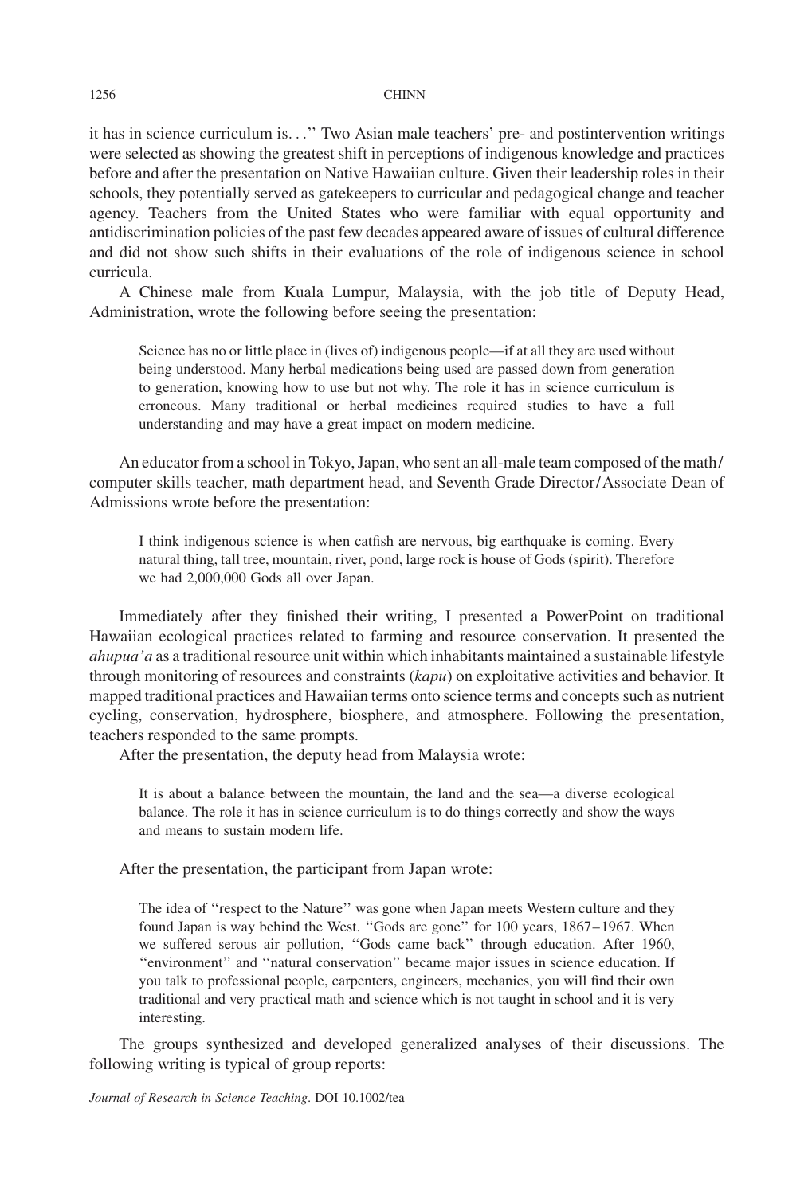it has in science curriculum is. . .'' Two Asian male teachers' pre- and postintervention writings were selected as showing the greatest shift in perceptions of indigenous knowledge and practices before and after the presentation on Native Hawaiian culture. Given their leadership roles in their schools, they potentially served as gatekeepers to curricular and pedagogical change and teacher agency. Teachers from the United States who were familiar with equal opportunity and antidiscrimination policies of the past few decades appeared aware of issues of cultural difference and did not show such shifts in their evaluations of the role of indigenous science in school curricula.

A Chinese male from Kuala Lumpur, Malaysia, with the job title of Deputy Head, Administration, wrote the following before seeing the presentation:

> Science has no or little place in (lives of) indigenous people—if at all they are used without being understood. Many herbal medications being used are passed down from generation to generation, knowing how to use but not why. The role it has in science curriculum is erroneous. Many traditional or herbal medicines required studies to have a full understanding and may have a great impact on modern medicine.

An educator from a school in Tokyo, Japan, who sent an all-male team composed of the math/computer skills teacher, math department head, and Seventh Grade Director/Associate Dean of Admissions wrote before the presentation:

> I think indigenous science is when catfish are nervous, big earthquake is coming. Every natural thing, tall tree, mountain, river, pond, large rock is house of Gods (spirit). Therefore we had 2,000,000 Gods all over Japan.

Immediately after they finished their writing, I presented a PowerPoint on traditional Hawaiian ecological practices related to farming and resource conservation. It presented the *ahupua'a* as a traditional resource unit within which inhabitants maintained a sustainable lifestyle through monitoring of resources and constraints (*kapu*) on exploitative activities and behavior. It mapped traditional practices and Hawaiian terms onto science terms and concepts such as nutrient cycling, conservation, hydrosphere, biosphere, and atmosphere. Following the presentation, teachers responded to the same prompts.

After the presentation, the deputy head from Malaysia wrote:

> It is about a balance between the mountain, the land and the sea—a diverse ecological balance. The role it has in science curriculum is to do things correctly and show the ways and means to sustain modern life.

After the presentation, the participant from Japan wrote:

> The idea of ''respect to the Nature'' was gone when Japan meets Western culture and they found Japan is way behind the West. ''Gods are gone'' for 100 years, 1867–1967. When we suffered serous air pollution, ''Gods came back'' through education. After 1960, ''environment'' and ''natural conservation'' became major issues in science education. If you talk to professional people, carpenters, engineers, mechanics, you will find their own traditional and very practical math and science which is not taught in school and it is very interesting.

The groups synthesized and developed generalized analyses of their discussions. The following writing is typical of group reports: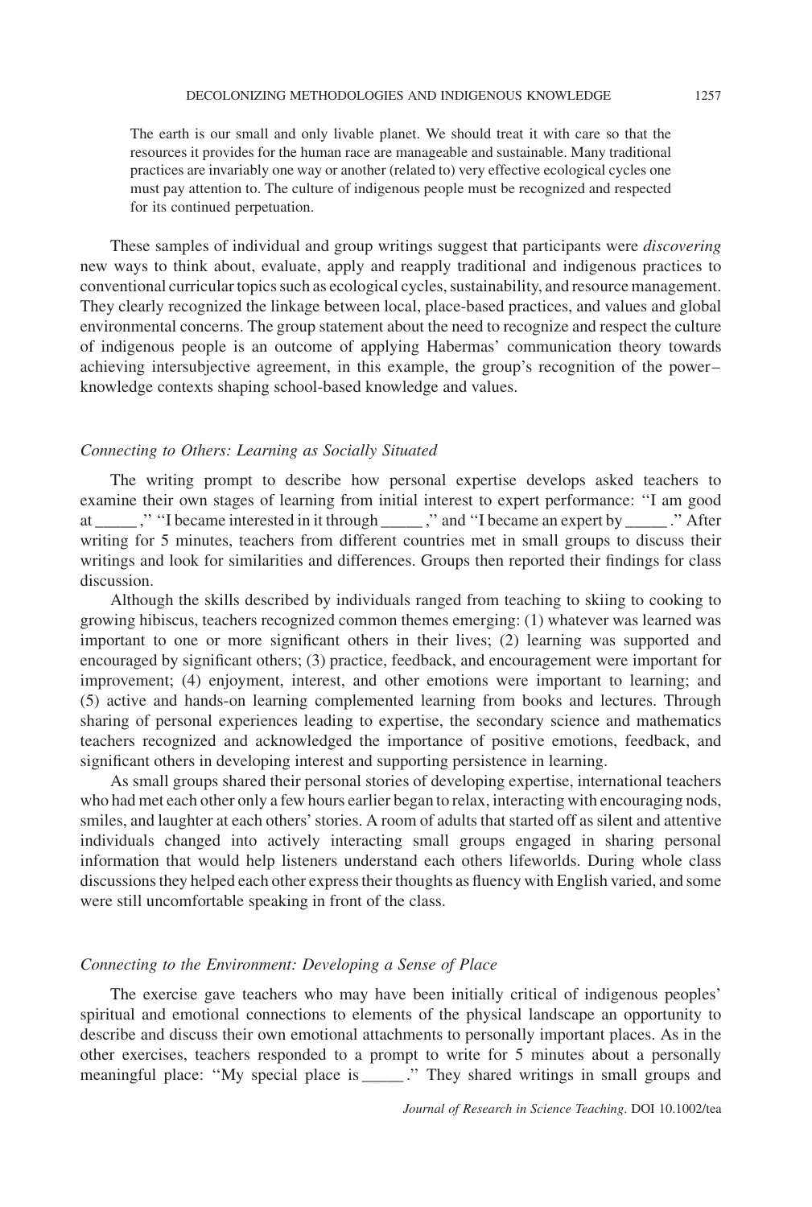> The earth is our small and only livable planet. We should treat it with care so that the resources it provides for the human race are manageable and sustainable. Many traditional practices are invariably one way or another (related to) very effective ecological cycles one must pay attention to. The culture of indigenous people must be recognized and respected for its continued perpetuation.

These samples of individual and group writings suggest that participants were *discovering* new ways to think about, evaluate, apply and reapply traditional and indigenous practices to conventional curricular topics such as ecological cycles, sustainability, and resource management. They clearly recognized the linkage between local, place-based practices, and values and global environmental concerns. The group statement about the need to recognize and respect the culture of indigenous people is an outcome of applying Habermas' communication theory towards achieving intersubjective agreement, in this example, the group's recognition of the power–knowledge contexts shaping school-based knowledge and values.

### *Connecting to Others: Learning as Socially Situated*

The writing prompt to describe how personal expertise develops asked teachers to examine their own stages of learning from initial interest to expert performance: "I am good at _____," "I became interested in it through _____," and "I became an expert by _____." After writing for 5 minutes, teachers from different countries met in small groups to discuss their writings and look for similarities and differences. Groups then reported their findings for class discussion.

Although the skills described by individuals ranged from teaching to skiing to cooking to growing hibiscus, teachers recognized common themes emerging: (1) whatever was learned was important to one or more significant others in their lives; (2) learning was supported and encouraged by significant others; (3) practice, feedback, and encouragement were important for improvement; (4) enjoyment, interest, and other emotions were important to learning; and (5) active and hands-on learning complemented learning from books and lectures. Through sharing of personal experiences leading to expertise, the secondary science and mathematics teachers recognized and acknowledged the importance of positive emotions, feedback, and significant others in developing interest and supporting persistence in learning.

As small groups shared their personal stories of developing expertise, international teachers who had met each other only a few hours earlier began to relax, interacting with encouraging nods, smiles, and laughter at each others' stories. A room of adults that started off as silent and attentive individuals changed into actively interacting small groups engaged in sharing personal information that would help listeners understand each others lifeworlds. During whole class discussions they helped each other express their thoughts as fluency with English varied, and some were still uncomfortable speaking in front of the class.

### *Connecting to the Environment: Developing a Sense of Place*

The exercise gave teachers who may have been initially critical of indigenous peoples' spiritual and emotional connections to elements of the physical landscape an opportunity to describe and discuss their own emotional attachments to personally important places. As in the other exercises, teachers responded to a prompt to write for 5 minutes about a personally meaningful place: "My special place is _____." They shared writings in small groups and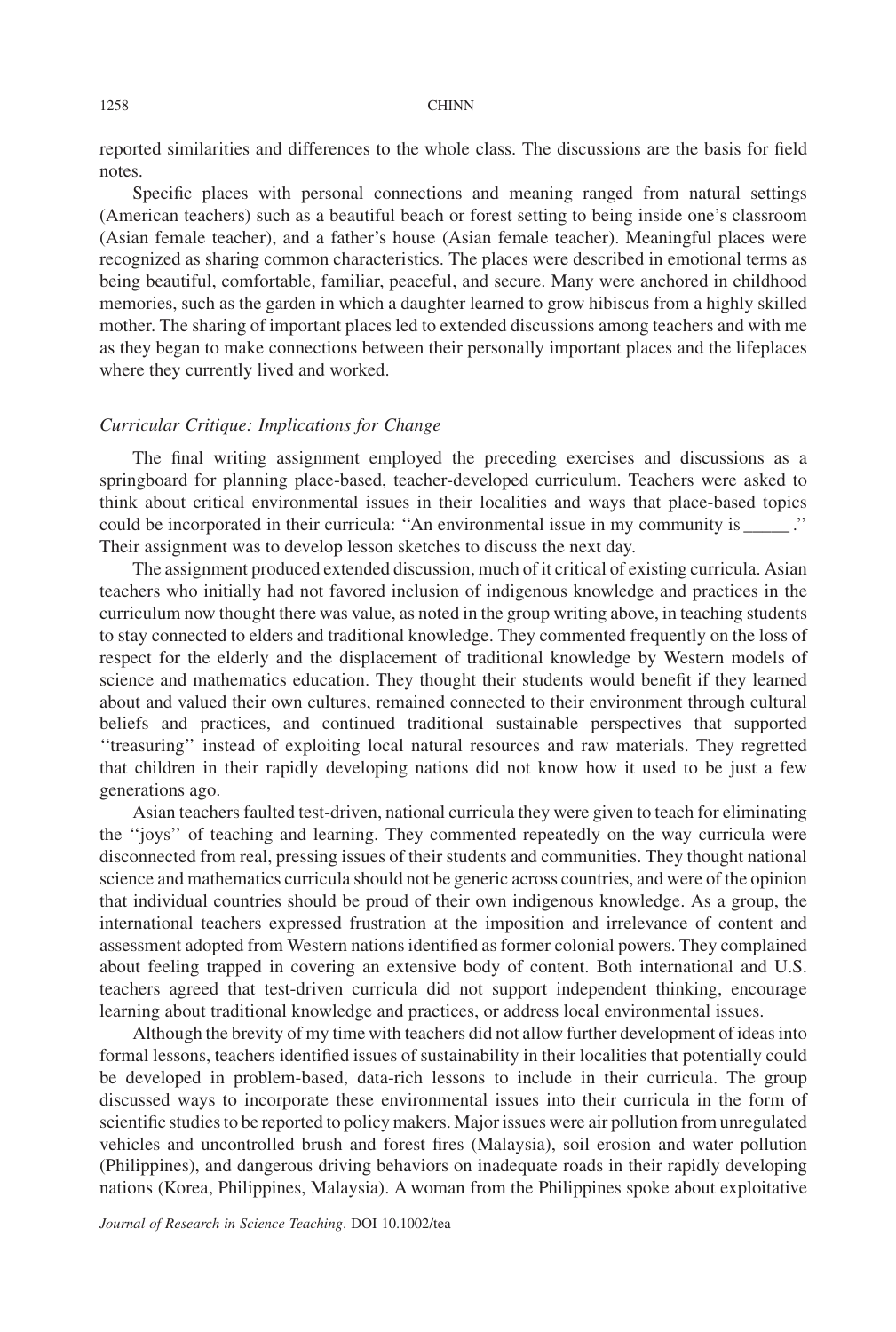reported similarities and differences to the whole class. The discussions are the basis for field notes.

Specific places with personal connections and meaning ranged from natural settings (American teachers) such as a beautiful beach or forest setting to being inside one's classroom (Asian female teacher), and a father's house (Asian female teacher). Meaningful places were recognized as sharing common characteristics. The places were described in emotional terms as being beautiful, comfortable, familiar, peaceful, and secure. Many were anchored in childhood memories, such as the garden in which a daughter learned to grow hibiscus from a highly skilled mother. The sharing of important places led to extended discussions among teachers and with me as they began to make connections between their personally important places and the lifeplaces where they currently lived and worked.

### *Curricular Critique: Implications for Change*

The final writing assignment employed the preceding exercises and discussions as a springboard for planning place-based, teacher-developed curriculum. Teachers were asked to think about critical environmental issues in their localities and ways that place-based topics could be incorporated in their curricula: ''An environmental issue in my community is _____ .'' Their assignment was to develop lesson sketches to discuss the next day.

The assignment produced extended discussion, much of it critical of existing curricula. Asian teachers who initially had not favored inclusion of indigenous knowledge and practices in the curriculum now thought there was value, as noted in the group writing above, in teaching students to stay connected to elders and traditional knowledge. They commented frequently on the loss of respect for the elderly and the displacement of traditional knowledge by Western models of science and mathematics education. They thought their students would benefit if they learned about and valued their own cultures, remained connected to their environment through cultural beliefs and practices, and continued traditional sustainable perspectives that supported ''treasuring'' instead of exploiting local natural resources and raw materials. They regretted that children in their rapidly developing nations did not know how it used to be just a few generations ago.

Asian teachers faulted test-driven, national curricula they were given to teach for eliminating the ''joys'' of teaching and learning. They commented repeatedly on the way curricula were disconnected from real, pressing issues of their students and communities. They thought national science and mathematics curricula should not be generic across countries, and were of the opinion that individual countries should be proud of their own indigenous knowledge. As a group, the international teachers expressed frustration at the imposition and irrelevance of content and assessment adopted from Western nations identified as former colonial powers. They complained about feeling trapped in covering an extensive body of content. Both international and U.S. teachers agreed that test-driven curricula did not support independent thinking, encourage learning about traditional knowledge and practices, or address local environmental issues.

Although the brevity of my time with teachers did not allow further development of ideas into formal lessons, teachers identified issues of sustainability in their localities that potentially could be developed in problem-based, data-rich lessons to include in their curricula. The group discussed ways to incorporate these environmental issues into their curricula in the form of scientific studies to be reported to policy makers. Major issues were air pollution from unregulated vehicles and uncontrolled brush and forest fires (Malaysia), soil erosion and water pollution (Philippines), and dangerous driving behaviors on inadequate roads in their rapidly developing nations (Korea, Philippines, Malaysia). A woman from the Philippines spoke about exploitative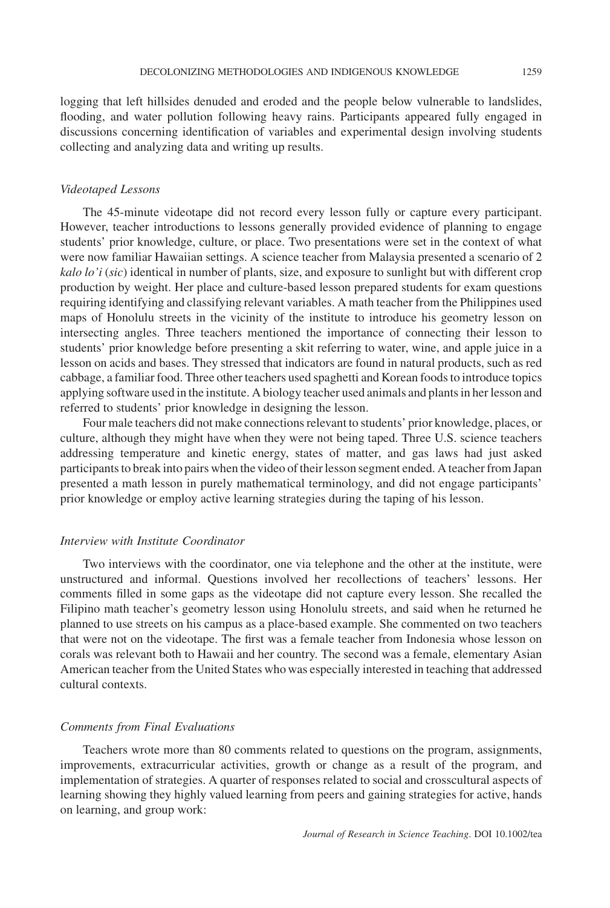logging that left hillsides denuded and eroded and the people below vulnerable to landslides, flooding, and water pollution following heavy rains. Participants appeared fully engaged in discussions concerning identification of variables and experimental design involving students collecting and analyzing data and writing up results.

### *Videotaped Lessons*

The 45-minute videotape did not record every lesson fully or capture every participant. However, teacher introductions to lessons generally provided evidence of planning to engage students' prior knowledge, culture, or place. Two presentations were set in the context of what were now familiar Hawaiian settings. A science teacher from Malaysia presented a scenario of 2 *kalo lo'i* (*sic*) identical in number of plants, size, and exposure to sunlight but with different crop production by weight. Her place and culture-based lesson prepared students for exam questions requiring identifying and classifying relevant variables. A math teacher from the Philippines used maps of Honolulu streets in the vicinity of the institute to introduce his geometry lesson on intersecting angles. Three teachers mentioned the importance of connecting their lesson to students' prior knowledge before presenting a skit referring to water, wine, and apple juice in a lesson on acids and bases. They stressed that indicators are found in natural products, such as red cabbage, a familiar food. Three other teachers used spaghetti and Korean foods to introduce topics applying software used in the institute. A biology teacher used animals and plants in her lesson and referred to students' prior knowledge in designing the lesson.

Four male teachers did not make connections relevant to students' prior knowledge, places, or culture, although they might have when they were not being taped. Three U.S. science teachers addressing temperature and kinetic energy, states of matter, and gas laws had just asked participants to break into pairs when the video of their lesson segment ended. A teacher from Japan presented a math lesson in purely mathematical terminology, and did not engage participants' prior knowledge or employ active learning strategies during the taping of his lesson.

### *Interview with Institute Coordinator*

Two interviews with the coordinator, one via telephone and the other at the institute, were unstructured and informal. Questions involved her recollections of teachers' lessons. Her comments filled in some gaps as the videotape did not capture every lesson. She recalled the Filipino math teacher's geometry lesson using Honolulu streets, and said when he returned he planned to use streets on his campus as a place-based example. She commented on two teachers that were not on the videotape. The first was a female teacher from Indonesia whose lesson on corals was relevant both to Hawaii and her country. The second was a female, elementary Asian American teacher from the United States who was especially interested in teaching that addressed cultural contexts.

### *Comments from Final Evaluations*

Teachers wrote more than 80 comments related to questions on the program, assignments, improvements, extracurricular activities, growth or change as a result of the program, and implementation of strategies. A quarter of responses related to social and crosscultural aspects of learning showing they highly valued learning from peers and gaining strategies for active, hands on learning, and group work: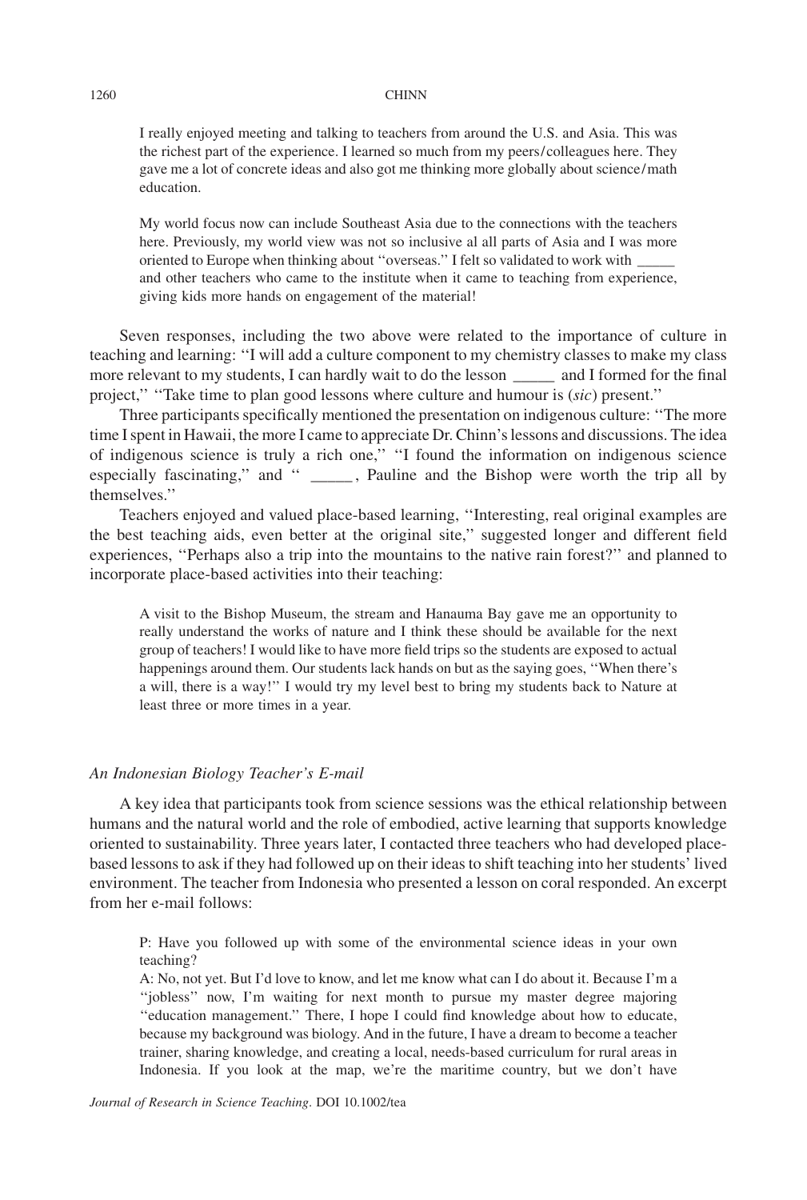> I really enjoyed meeting and talking to teachers from around the U.S. and Asia. This was the richest part of the experience. I learned so much from my peers/colleagues here. They gave me a lot of concrete ideas and also got me thinking more globally about science/math education.
>
> My world focus now can include Southeast Asia due to the connections with the teachers here. Previously, my world view was not so inclusive al all parts of Asia and I was more oriented to Europe when thinking about "overseas." I felt so validated to work with _____ and other teachers who came to the institute when it came to teaching from experience, giving kids more hands on engagement of the material!

Seven responses, including the two above were related to the importance of culture in teaching and learning: "I will add a culture component to my chemistry classes to make my class more relevant to my students, I can hardly wait to do the lesson _____ and I formed for the final project," "Take time to plan good lessons where culture and humour is (*sic*) present."

Three participants specifically mentioned the presentation on indigenous culture: "The more time I spent in Hawaii, the more I came to appreciate Dr. Chinn's lessons and discussions. The idea of indigenous science is truly a rich one," "I found the information on indigenous science especially fascinating," and " _____, Pauline and the Bishop were worth the trip all by themselves."

Teachers enjoyed and valued place-based learning, "Interesting, real original examples are the best teaching aids, even better at the original site," suggested longer and different field experiences, "Perhaps also a trip into the mountains to the native rain forest?" and planned to incorporate place-based activities into their teaching:

> A visit to the Bishop Museum, the stream and Hanauma Bay gave me an opportunity to really understand the works of nature and I think these should be available for the next group of teachers! I would like to have more field trips so the students are exposed to actual happenings around them. Our students lack hands on but as the saying goes, "When there's a will, there is a way!" I would try my level best to bring my students back to Nature at least three or more times in a year.

### *An Indonesian Biology Teacher's E-mail*

A key idea that participants took from science sessions was the ethical relationship between humans and the natural world and the role of embodied, active learning that supports knowledge oriented to sustainability. Three years later, I contacted three teachers who had developed place-based lessons to ask if they had followed up on their ideas to shift teaching into her students' lived environment. The teacher from Indonesia who presented a lesson on coral responded. An excerpt from her e-mail follows:

> P: Have you followed up with some of the environmental science ideas in your own teaching?
>
> A: No, not yet. But I'd love to know, and let me know what can I do about it. Because I'm a "jobless" now, I'm waiting for next month to pursue my master degree majoring "education management." There, I hope I could find knowledge about how to educate, because my background was biology. And in the future, I have a dream to become a teacher trainer, sharing knowledge, and creating a local, needs-based curriculum for rural areas in Indonesia. If you look at the map, we're the maritime country, but we don't have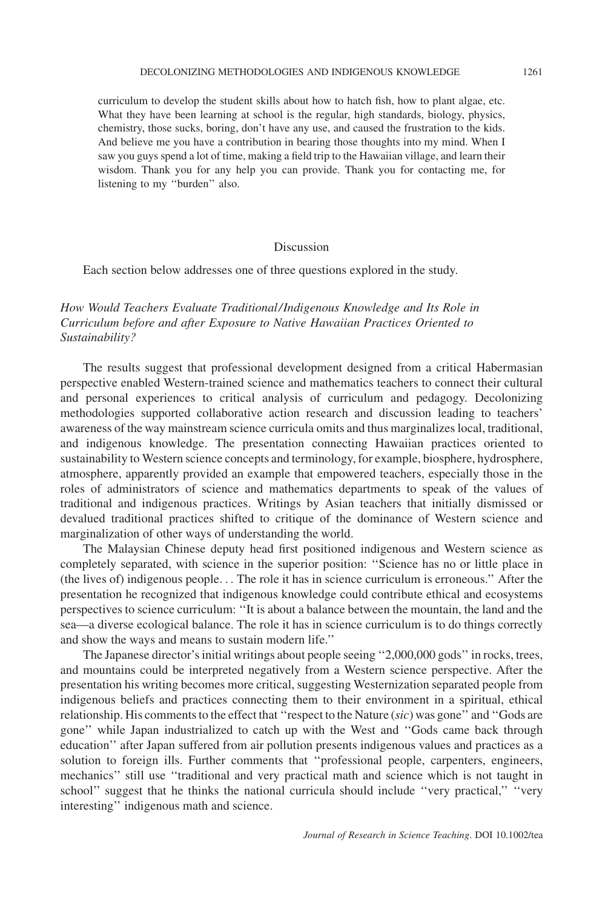curriculum to develop the student skills about how to hatch fish, how to plant algae, etc. What they have been learning at school is the regular, high standards, biology, physics, chemistry, those sucks, boring, don't have any use, and caused the frustration to the kids. And believe me you have a contribution in bearing those thoughts into my mind. When I saw you guys spend a lot of time, making a field trip to the Hawaiian village, and learn their wisdom. Thank you for any help you can provide. Thank you for contacting me, for listening to my ''burden'' also.

## Discussion

Each section below addresses one of three questions explored in the study.

### *How Would Teachers Evaluate Traditional/Indigenous Knowledge and Its Role in Curriculum before and after Exposure to Native Hawaiian Practices Oriented to Sustainability?*

The results suggest that professional development designed from a critical Habermasian perspective enabled Western-trained science and mathematics teachers to connect their cultural and personal experiences to critical analysis of curriculum and pedagogy. Decolonizing methodologies supported collaborative action research and discussion leading to teachers' awareness of the way mainstream science curricula omits and thus marginalizes local, traditional, and indigenous knowledge. The presentation connecting Hawaiian practices oriented to sustainability to Western science concepts and terminology, for example, biosphere, hydrosphere, atmosphere, apparently provided an example that empowered teachers, especially those in the roles of administrators of science and mathematics departments to speak of the values of traditional and indigenous practices. Writings by Asian teachers that initially dismissed or devalued traditional practices shifted to critique of the dominance of Western science and marginalization of other ways of understanding the world.

The Malaysian Chinese deputy head first positioned indigenous and Western science as completely separated, with science in the superior position: ''Science has no or little place in (the lives of) indigenous people. . . The role it has in science curriculum is erroneous.'' After the presentation he recognized that indigenous knowledge could contribute ethical and ecosystems perspectives to science curriculum: ''It is about a balance between the mountain, the land and the sea—a diverse ecological balance. The role it has in science curriculum is to do things correctly and show the ways and means to sustain modern life.''

The Japanese director's initial writings about people seeing ''2,000,000 gods'' in rocks, trees, and mountains could be interpreted negatively from a Western science perspective. After the presentation his writing becomes more critical, suggesting Westernization separated people from indigenous beliefs and practices connecting them to their environment in a spiritual, ethical relationship. His comments to the effect that ''respect to the Nature (*sic*) was gone'' and ''Gods are gone'' while Japan industrialized to catch up with the West and ''Gods came back through education'' after Japan suffered from air pollution presents indigenous values and practices as a solution to foreign ills. Further comments that ''professional people, carpenters, engineers, mechanics'' still use ''traditional and very practical math and science which is not taught in school'' suggest that he thinks the national curricula should include ''very practical,'' ''very interesting'' indigenous math and science.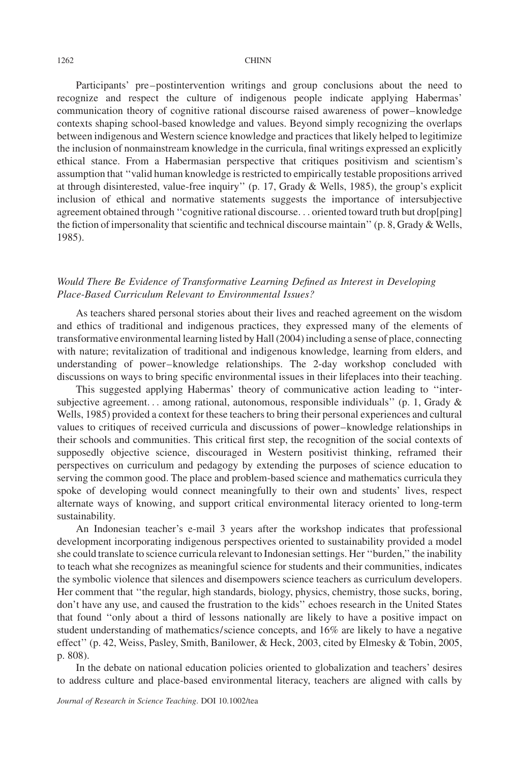Participants' pre–postintervention writings and group conclusions about the need to recognize and respect the culture of indigenous people indicate applying Habermas' communication theory of cognitive rational discourse raised awareness of power–knowledge contexts shaping school-based knowledge and values. Beyond simply recognizing the overlaps between indigenous and Western science knowledge and practices that likely helped to legitimize the inclusion of nonmainstream knowledge in the curricula, final writings expressed an explicitly ethical stance. From a Habermasian perspective that critiques positivism and scientism's assumption that ''valid human knowledge is restricted to empirically testable propositions arrived at through disinterested, value-free inquiry'' (p. 17, Grady & Wells, 1985), the group's explicit inclusion of ethical and normative statements suggests the importance of intersubjective agreement obtained through ''cognitive rational discourse. . . oriented toward truth but drop[ping] the fiction of impersonality that scientific and technical discourse maintain'' (p. 8, Grady & Wells, 1985).

### *Would There Be Evidence of Transformative Learning Defined as Interest in Developing Place-Based Curriculum Relevant to Environmental Issues?*

As teachers shared personal stories about their lives and reached agreement on the wisdom and ethics of traditional and indigenous practices, they expressed many of the elements of transformative environmental learning listed by Hall (2004) including a sense of place, connecting with nature; revitalization of traditional and indigenous knowledge, learning from elders, and understanding of power–knowledge relationships. The 2-day workshop concluded with discussions on ways to bring specific environmental issues in their lifeplaces into their teaching.

This suggested applying Habermas' theory of communicative action leading to ''intersubjective agreement. . . among rational, autonomous, responsible individuals'' (p. 1, Grady & Wells, 1985) provided a context for these teachers to bring their personal experiences and cultural values to critiques of received curricula and discussions of power–knowledge relationships in their schools and communities. This critical first step, the recognition of the social contexts of supposedly objective science, discouraged in Western positivist thinking, reframed their perspectives on curriculum and pedagogy by extending the purposes of science education to serving the common good. The place and problem-based science and mathematics curricula they spoke of developing would connect meaningfully to their own and students' lives, respect alternate ways of knowing, and support critical environmental literacy oriented to long-term sustainability.

An Indonesian teacher's e-mail 3 years after the workshop indicates that professional development incorporating indigenous perspectives oriented to sustainability provided a model she could translate to science curricula relevant to Indonesian settings. Her ''burden,'' the inability to teach what she recognizes as meaningful science for students and their communities, indicates the symbolic violence that silences and disempowers science teachers as curriculum developers. Her comment that ''the regular, high standards, biology, physics, chemistry, those sucks, boring, don't have any use, and caused the frustration to the kids'' echoes research in the United States that found ''only about a third of lessons nationally are likely to have a positive impact on student understanding of mathematics/science concepts, and 16% are likely to have a negative effect'' (p. 42, Weiss, Pasley, Smith, Banilower, & Heck, 2003, cited by Elmesky & Tobin, 2005, p. 808).

In the debate on national education policies oriented to globalization and teachers' desires to address culture and place-based environmental literacy, teachers are aligned with calls by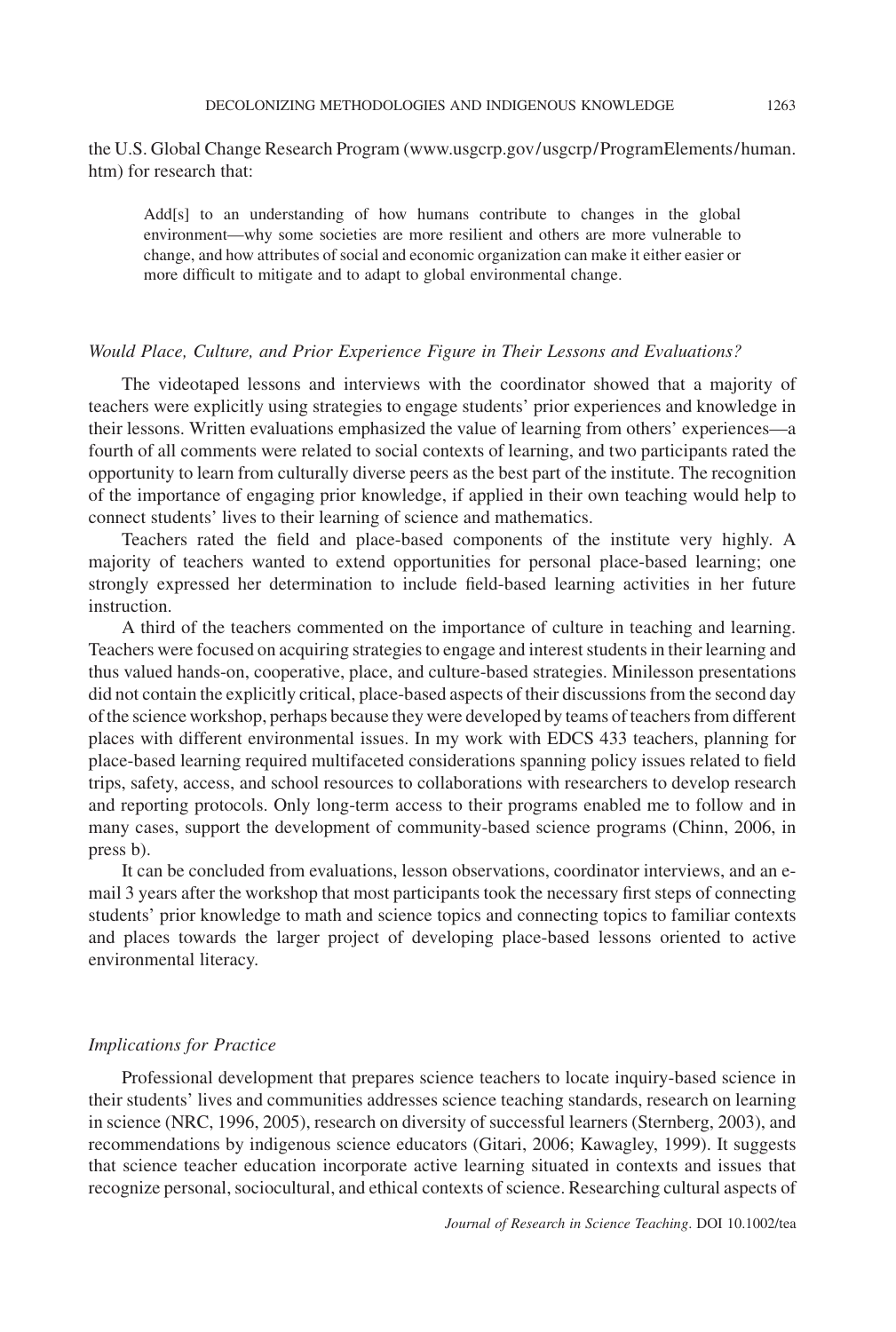the U.S. Global Change Research Program (www.usgcrp.gov/usgcrp/ProgramElements/human.htm) for research that:

> Add[s] to an understanding of how humans contribute to changes in the global environment—why some societies are more resilient and others are more vulnerable to change, and how attributes of social and economic organization can make it either easier or more difficult to mitigate and to adapt to global environmental change.

### *Would Place, Culture, and Prior Experience Figure in Their Lessons and Evaluations?*

The videotaped lessons and interviews with the coordinator showed that a majority of teachers were explicitly using strategies to engage students' prior experiences and knowledge in their lessons. Written evaluations emphasized the value of learning from others' experiences—a fourth of all comments were related to social contexts of learning, and two participants rated the opportunity to learn from culturally diverse peers as the best part of the institute. The recognition of the importance of engaging prior knowledge, if applied in their own teaching would help to connect students' lives to their learning of science and mathematics.

Teachers rated the field and place-based components of the institute very highly. A majority of teachers wanted to extend opportunities for personal place-based learning; one strongly expressed her determination to include field-based learning activities in her future instruction.

A third of the teachers commented on the importance of culture in teaching and learning. Teachers were focused on acquiring strategies to engage and interest students in their learning and thus valued hands-on, cooperative, place, and culture-based strategies. Minilesson presentations did not contain the explicitly critical, place-based aspects of their discussions from the second day of the science workshop, perhaps because they were developed by teams of teachers from different places with different environmental issues. In my work with EDCS 433 teachers, planning for place-based learning required multifaceted considerations spanning policy issues related to field trips, safety, access, and school resources to collaborations with researchers to develop research and reporting protocols. Only long-term access to their programs enabled me to follow and in many cases, support the development of community-based science programs (Chinn, 2006, in press b).

It can be concluded from evaluations, lesson observations, coordinator interviews, and an e-mail 3 years after the workshop that most participants took the necessary first steps of connecting students' prior knowledge to math and science topics and connecting topics to familiar contexts and places towards the larger project of developing place-based lessons oriented to active environmental literacy.

### *Implications for Practice*

Professional development that prepares science teachers to locate inquiry-based science in their students' lives and communities addresses science teaching standards, research on learning in science (NRC, 1996, 2005), research on diversity of successful learners (Sternberg, 2003), and recommendations by indigenous science educators (Gitari, 2006; Kawagley, 1999). It suggests that science teacher education incorporate active learning situated in contexts and issues that recognize personal, sociocultural, and ethical contexts of science. Researching cultural aspects of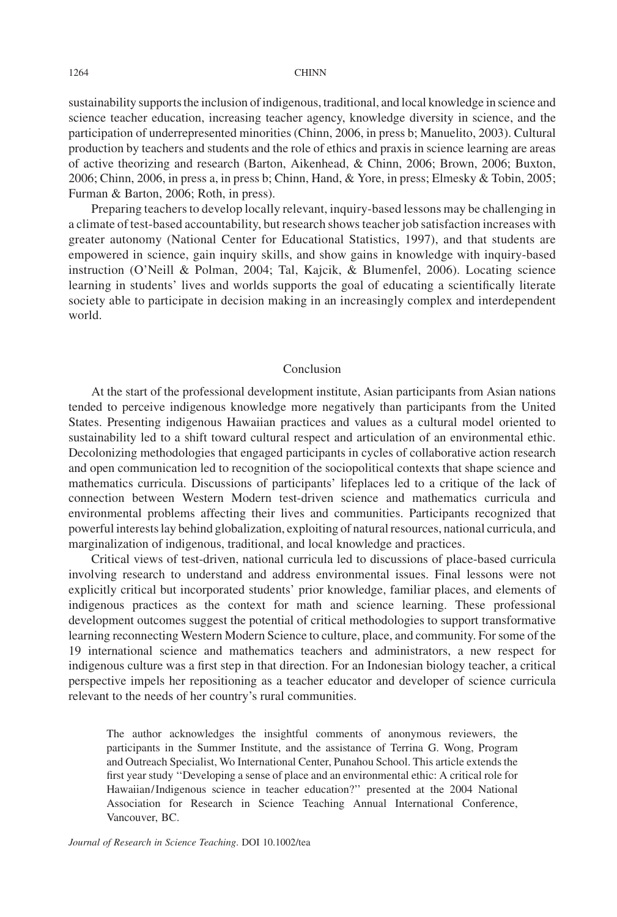sustainability supports the inclusion of indigenous, traditional, and local knowledge in science and science teacher education, increasing teacher agency, knowledge diversity in science, and the participation of underrepresented minorities (Chinn, 2006, in press b; Manuelito, 2003). Cultural production by teachers and students and the role of ethics and praxis in science learning are areas of active theorizing and research (Barton, Aikenhead, & Chinn, 2006; Brown, 2006; Buxton, 2006; Chinn, 2006, in press a, in press b; Chinn, Hand, & Yore, in press; Elmesky & Tobin, 2005; Furman & Barton, 2006; Roth, in press).

Preparing teachers to develop locally relevant, inquiry-based lessons may be challenging in a climate of test-based accountability, but research shows teacher job satisfaction increases with greater autonomy (National Center for Educational Statistics, 1997), and that students are empowered in science, gain inquiry skills, and show gains in knowledge with inquiry-based instruction (O'Neill & Polman, 2004; Tal, Kajcik, & Blumenfel, 2006). Locating science learning in students' lives and worlds supports the goal of educating a scientifically literate society able to participate in decision making in an increasingly complex and interdependent world.

## Conclusion

At the start of the professional development institute, Asian participants from Asian nations tended to perceive indigenous knowledge more negatively than participants from the United States. Presenting indigenous Hawaiian practices and values as a cultural model oriented to sustainability led to a shift toward cultural respect and articulation of an environmental ethic. Decolonizing methodologies that engaged participants in cycles of collaborative action research and open communication led to recognition of the sociopolitical contexts that shape science and mathematics curricula. Discussions of participants' lifeplaces led to a critique of the lack of connection between Western Modern test-driven science and mathematics curricula and environmental problems affecting their lives and communities. Participants recognized that powerful interests lay behind globalization, exploiting of natural resources, national curricula, and marginalization of indigenous, traditional, and local knowledge and practices.

Critical views of test-driven, national curricula led to discussions of place-based curricula involving research to understand and address environmental issues. Final lessons were not explicitly critical but incorporated students' prior knowledge, familiar places, and elements of indigenous practices as the context for math and science learning. These professional development outcomes suggest the potential of critical methodologies to support transformative learning reconnecting Western Modern Science to culture, place, and community. For some of the 19 international science and mathematics teachers and administrators, a new respect for indigenous culture was a first step in that direction. For an Indonesian biology teacher, a critical perspective impels her repositioning as a teacher educator and developer of science curricula relevant to the needs of her country's rural communities.

The author acknowledges the insightful comments of anonymous reviewers, the participants in the Summer Institute, and the assistance of Terrina G. Wong, Program and Outreach Specialist, Wo International Center, Punahou School. This article extends the first year study ''Developing a sense of place and an environmental ethic: A critical role for Hawaiian/Indigenous science in teacher education?'' presented at the 2004 National Association for Research in Science Teaching Annual International Conference, Vancouver, BC.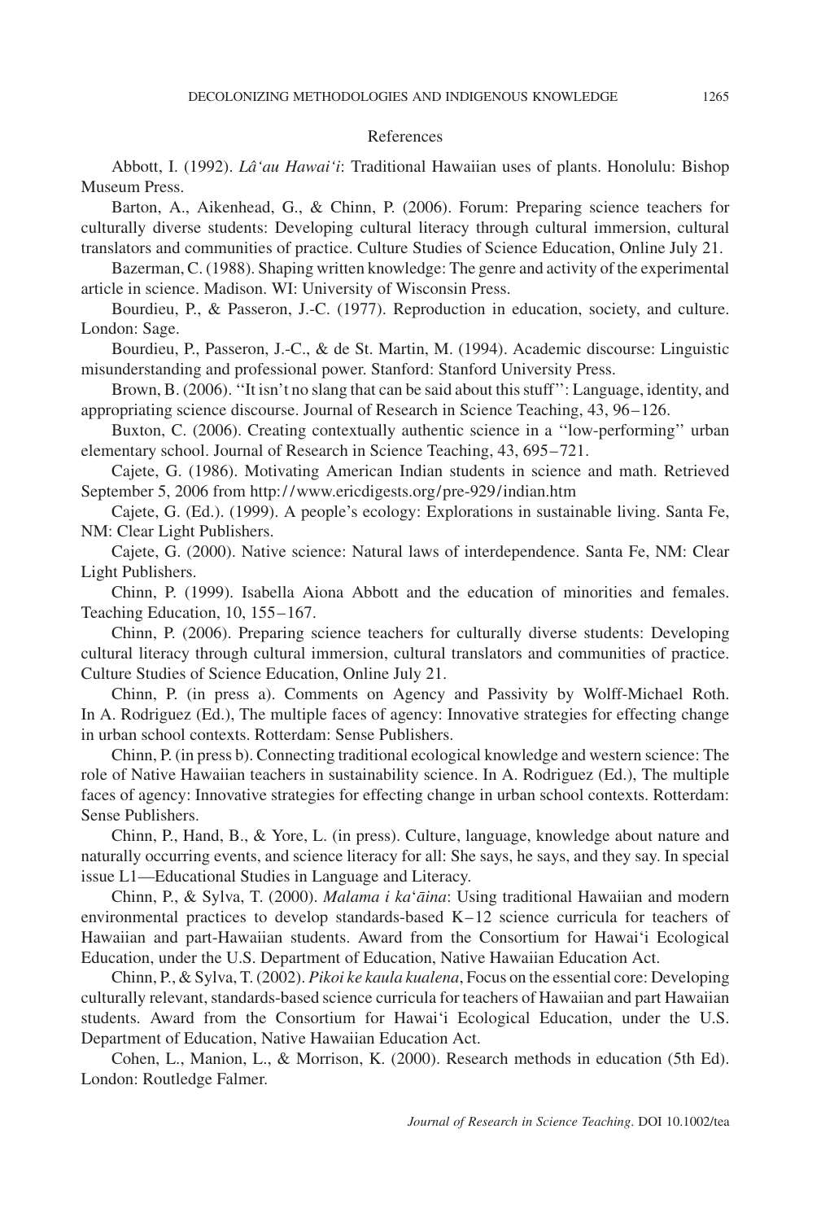# References

Abbott, I. (1992). *Lâ'au Hawai'i*: Traditional Hawaiian uses of plants. Honolulu: Bishop Museum Press.

Barton, A., Aikenhead, G., & Chinn, P. (2006). Forum: Preparing science teachers for culturally diverse students: Developing cultural literacy through cultural immersion, cultural translators and communities of practice. Culture Studies of Science Education, Online July 21.

Bazerman, C. (1988). Shaping written knowledge: The genre and activity of the experimental article in science. Madison. WI: University of Wisconsin Press.

Bourdieu, P., & Passeron, J.-C. (1977). Reproduction in education, society, and culture. London: Sage.

Bourdieu, P., Passeron, J.-C., & de St. Martin, M. (1994). Academic discourse: Linguistic misunderstanding and professional power. Stanford: Stanford University Press.

Brown, B. (2006). ''It isn't no slang that can be said about this stuff'': Language, identity, and appropriating science discourse. Journal of Research in Science Teaching, 43, 96–126.

Buxton, C. (2006). Creating contextually authentic science in a ''low-performing'' urban elementary school. Journal of Research in Science Teaching, 43, 695–721.

Cajete, G. (1986). Motivating American Indian students in science and math. Retrieved September 5, 2006 from http://www.ericdigests.org/pre-929/indian.htm

Cajete, G. (Ed.). (1999). A people's ecology: Explorations in sustainable living. Santa Fe, NM: Clear Light Publishers.

Cajete, G. (2000). Native science: Natural laws of interdependence. Santa Fe, NM: Clear Light Publishers.

Chinn, P. (1999). Isabella Aiona Abbott and the education of minorities and females. Teaching Education, 10, 155–167.

Chinn, P. (2006). Preparing science teachers for culturally diverse students: Developing cultural literacy through cultural immersion, cultural translators and communities of practice. Culture Studies of Science Education, Online July 21.

Chinn, P. (in press a). Comments on Agency and Passivity by Wolff-Michael Roth. In A. Rodriguez (Ed.), The multiple faces of agency: Innovative strategies for effecting change in urban school contexts. Rotterdam: Sense Publishers.

Chinn, P. (in press b). Connecting traditional ecological knowledge and western science: The role of Native Hawaiian teachers in sustainability science. In A. Rodriguez (Ed.), The multiple faces of agency: Innovative strategies for effecting change in urban school contexts. Rotterdam: Sense Publishers.

Chinn, P., Hand, B., & Yore, L. (in press). Culture, language, knowledge about nature and naturally occurring events, and science literacy for all: She says, he says, and they say. In special issue L1—Educational Studies in Language and Literacy.

Chinn, P., & Sylva, T. (2000). *Malama i ka'āina*: Using traditional Hawaiian and modern environmental practices to develop standards-based K–12 science curricula for teachers of Hawaiian and part-Hawaiian students. Award from the Consortium for Hawai'i Ecological Education, under the U.S. Department of Education, Native Hawaiian Education Act.

Chinn, P., & Sylva, T. (2002). *Pikoi ke kaula kualena*, Focus on the essential core: Developing culturally relevant, standards-based science curricula for teachers of Hawaiian and part Hawaiian students. Award from the Consortium for Hawai'i Ecological Education, under the U.S. Department of Education, Native Hawaiian Education Act.

Cohen, L., Manion, L., & Morrison, K. (2000). Research methods in education (5th Ed). London: Routledge Falmer.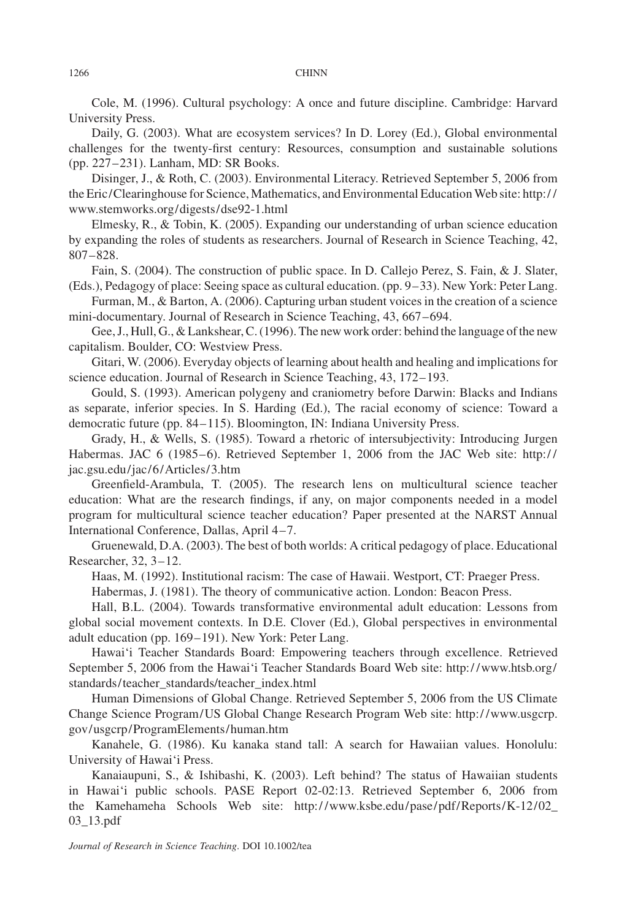Cole, M. (1996). Cultural psychology: A once and future discipline. Cambridge: Harvard University Press.

Daily, G. (2003). What are ecosystem services? In D. Lorey (Ed.), Global environmental challenges for the twenty-first century: Resources, consumption and sustainable solutions (pp. 227–231). Lanham, MD: SR Books.

Disinger, J., & Roth, C. (2003). Environmental Literacy. Retrieved September 5, 2006 from the Eric/Clearinghouse for Science, Mathematics, and Environmental Education Web site: http://www.stemworks.org/digests/dse92-1.html

Elmesky, R., & Tobin, K. (2005). Expanding our understanding of urban science education by expanding the roles of students as researchers. Journal of Research in Science Teaching, 42, 807–828.

Fain, S. (2004). The construction of public space. In D. Callejo Perez, S. Fain, & J. Slater, (Eds.), Pedagogy of place: Seeing space as cultural education. (pp. 9–33). New York: Peter Lang.

Furman, M., & Barton, A. (2006). Capturing urban student voices in the creation of a science mini-documentary. Journal of Research in Science Teaching, 43, 667–694.

Gee, J., Hull, G., & Lankshear, C. (1996). The new work order: behind the language of the new capitalism. Boulder, CO: Westview Press.

Gitari, W. (2006). Everyday objects of learning about health and healing and implications for science education. Journal of Research in Science Teaching, 43, 172–193.

Gould, S. (1993). American polygeny and craniometry before Darwin: Blacks and Indians as separate, inferior species. In S. Harding (Ed.), The racial economy of science: Toward a democratic future (pp. 84–115). Bloomington, IN: Indiana University Press.

Grady, H., & Wells, S. (1985). Toward a rhetoric of intersubjectivity: Introducing Jurgen Habermas. JAC 6 (1985–6). Retrieved September 1, 2006 from the JAC Web site: http://jac.gsu.edu/jac/6/Articles/3.htm

Greenfield-Arambula, T. (2005). The research lens on multicultural science teacher education: What are the research findings, if any, on major components needed in a model program for multicultural science teacher education? Paper presented at the NARST Annual International Conference, Dallas, April 4–7.

Gruenewald, D.A. (2003). The best of both worlds: A critical pedagogy of place. Educational Researcher, 32, 3–12.

Haas, M. (1992). Institutional racism: The case of Hawaii. Westport, CT: Praeger Press.

Habermas, J. (1981). The theory of communicative action. London: Beacon Press.

Hall, B.L. (2004). Towards transformative environmental adult education: Lessons from global social movement contexts. In D.E. Clover (Ed.), Global perspectives in environmental adult education (pp. 169–191). New York: Peter Lang.

Hawai'i Teacher Standards Board: Empowering teachers through excellence. Retrieved September 5, 2006 from the Hawai'i Teacher Standards Board Web site: http://www.htsb.org/standards/teacher_standards/teacher_index.html

Human Dimensions of Global Change. Retrieved September 5, 2006 from the US Climate Change Science Program/US Global Change Research Program Web site: http://www.usgcrp.gov/usgcrp/ProgramElements/human.htm

Kanahele, G. (1986). Ku kanaka stand tall: A search for Hawaiian values. Honolulu: University of Hawai'i Press.

Kanaiaupuni, S., & Ishibashi, K. (2003). Left behind? The status of Hawaiian students in Hawai'i public schools. PASE Report 02-02:13. Retrieved September 6, 2006 from the Kamehameha Schools Web site: http://www.ksbe.edu/pase/pdf/Reports/K-12/02_03_13.pdf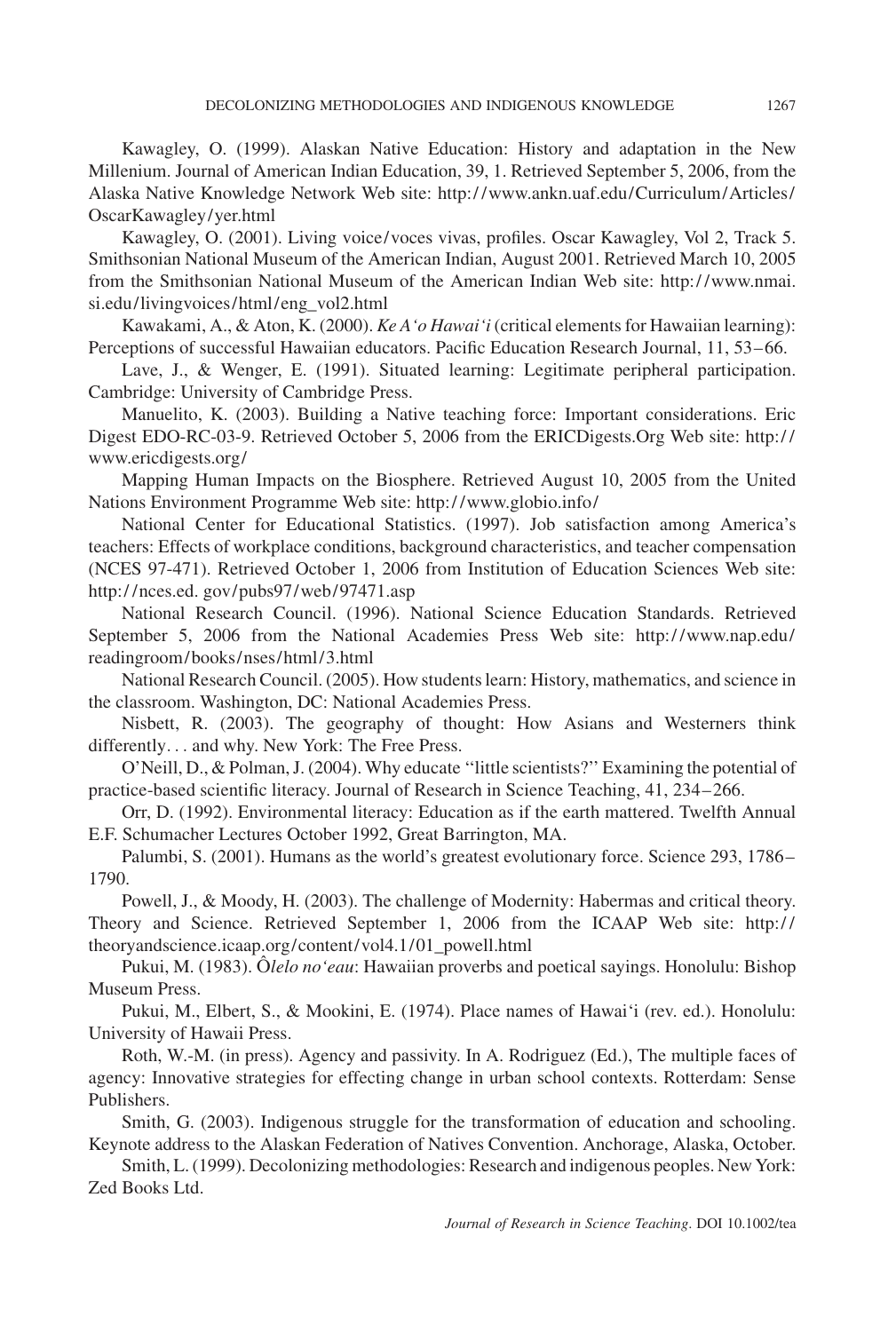Kawagley, O. (1999). Alaskan Native Education: History and adaptation in the New Millenium. Journal of American Indian Education, 39, 1. Retrieved September 5, 2006, from the Alaska Native Knowledge Network Web site: http://www.ankn.uaf.edu/Curriculum/Articles/OscarKawagley/yer.html

Kawagley, O. (2001). Living voice/voces vivas, profiles. Oscar Kawagley, Vol 2, Track 5. Smithsonian National Museum of the American Indian, August 2001. Retrieved March 10, 2005 from the Smithsonian National Museum of the American Indian Web site: http://www.nmai.si.edu/livingvoices/html/eng_vol2.html

Kawakami, A., & Aton, K. (2000). *Ke A'o Hawai'i* (critical elements for Hawaiian learning): Perceptions of successful Hawaiian educators. Pacific Education Research Journal, 11, 53–66.

Lave, J., & Wenger, E. (1991). Situated learning: Legitimate peripheral participation. Cambridge: University of Cambridge Press.

Manuelito, K. (2003). Building a Native teaching force: Important considerations. Eric Digest EDO-RC-03-9. Retrieved October 5, 2006 from the ERICDigests.Org Web site: http://www.ericdigests.org/

Mapping Human Impacts on the Biosphere. Retrieved August 10, 2005 from the United Nations Environment Programme Web site: http://www.globio.info/

National Center for Educational Statistics. (1997). Job satisfaction among America's teachers: Effects of workplace conditions, background characteristics, and teacher compensation (NCES 97-471). Retrieved October 1, 2006 from Institution of Education Sciences Web site: http://nces.ed. gov/pubs97/web/97471.asp

National Research Council. (1996). National Science Education Standards. Retrieved September 5, 2006 from the National Academies Press Web site: http://www.nap.edu/readingroom/books/nses/html/3.html

National Research Council. (2005). How students learn: History, mathematics, and science in the classroom. Washington, DC: National Academies Press.

Nisbett, R. (2003). The geography of thought: How Asians and Westerners think differently... and why. New York: The Free Press.

O'Neill, D., & Polman, J. (2004). Why educate "little scientists?" Examining the potential of practice-based scientific literacy. Journal of Research in Science Teaching, 41, 234–266.

Orr, D. (1992). Environmental literacy: Education as if the earth mattered. Twelfth Annual E.F. Schumacher Lectures October 1992, Great Barrington, MA.

Palumbi, S. (2001). Humans as the world's greatest evolutionary force. Science 293, 1786–1790.

Powell, J., & Moody, H. (2003). The challenge of Modernity: Habermas and critical theory. Theory and Science. Retrieved September 1, 2006 from the ICAAP Web site: http://theoryandscience.icaap.org/content/vol4.1/01_powell.html

Pukui, M. (1983). *Ôlelo no'eau*: Hawaiian proverbs and poetical sayings. Honolulu: Bishop Museum Press.

Pukui, M., Elbert, S., & Mookini, E. (1974). Place names of Hawai'i (rev. ed.). Honolulu: University of Hawaii Press.

Roth, W.-M. (in press). Agency and passivity. In A. Rodriguez (Ed.), The multiple faces of agency: Innovative strategies for effecting change in urban school contexts. Rotterdam: Sense Publishers.

Smith, G. (2003). Indigenous struggle for the transformation of education and schooling. Keynote address to the Alaskan Federation of Natives Convention. Anchorage, Alaska, October.

Smith, L. (1999). Decolonizing methodologies: Research and indigenous peoples. New York: Zed Books Ltd.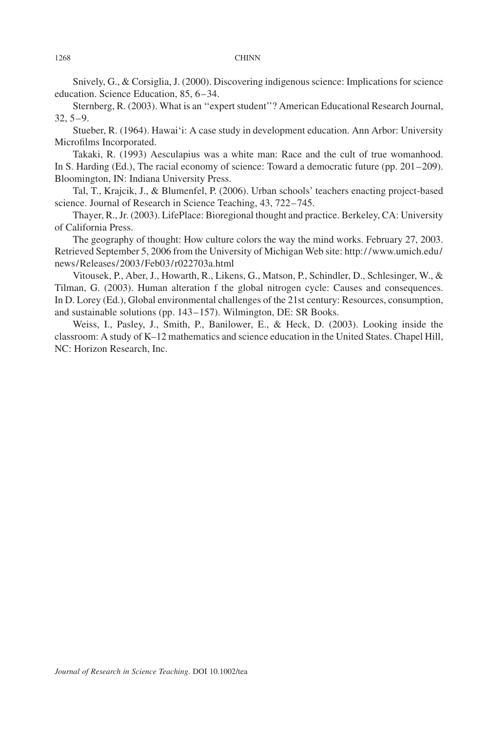Snively, G., & Corsiglia, J. (2000). Discovering indigenous science: Implications for science education. Science Education, 85, 6–34.

Sternberg, R. (2003). What is an ''expert student''? American Educational Research Journal, 32, 5–9.

Stueber, R. (1964). Hawai'i: A case study in development education. Ann Arbor: University Microfilms Incorporated.

Takaki, R. (1993) Aesculapius was a white man: Race and the cult of true womanhood. In S. Harding (Ed.), The racial economy of science: Toward a democratic future (pp. 201–209). Bloomington, IN: Indiana University Press.

Tal, T., Krajcik, J., & Blumenfel, P. (2006). Urban schools' teachers enacting project-based science. Journal of Research in Science Teaching, 43, 722–745.

Thayer, R., Jr. (2003). LifePlace: Bioregional thought and practice. Berkeley, CA: University of California Press.

The geography of thought: How culture colors the way the mind works. February 27, 2003. Retrieved September 5, 2006 from the University of Michigan Web site: http://www.umich.edu/news/Releases/2003/Feb03/r022703a.html

Vitousek, P., Aber, J., Howarth, R., Likens, G., Matson, P., Schindler, D., Schlesinger, W., & Tilman, G. (2003). Human alteration f the global nitrogen cycle: Causes and consequences. In D. Lorey (Ed.), Global environmental challenges of the 21st century: Resources, consumption, and sustainable solutions (pp. 143–157). Wilmington, DE: SR Books.

Weiss, I., Pasley, J., Smith, P., Banilower, E., & Heck, D. (2003). Looking inside the classroom: A study of K–12 mathematics and science education in the United States. Chapel Hill, NC: Horizon Research, Inc.